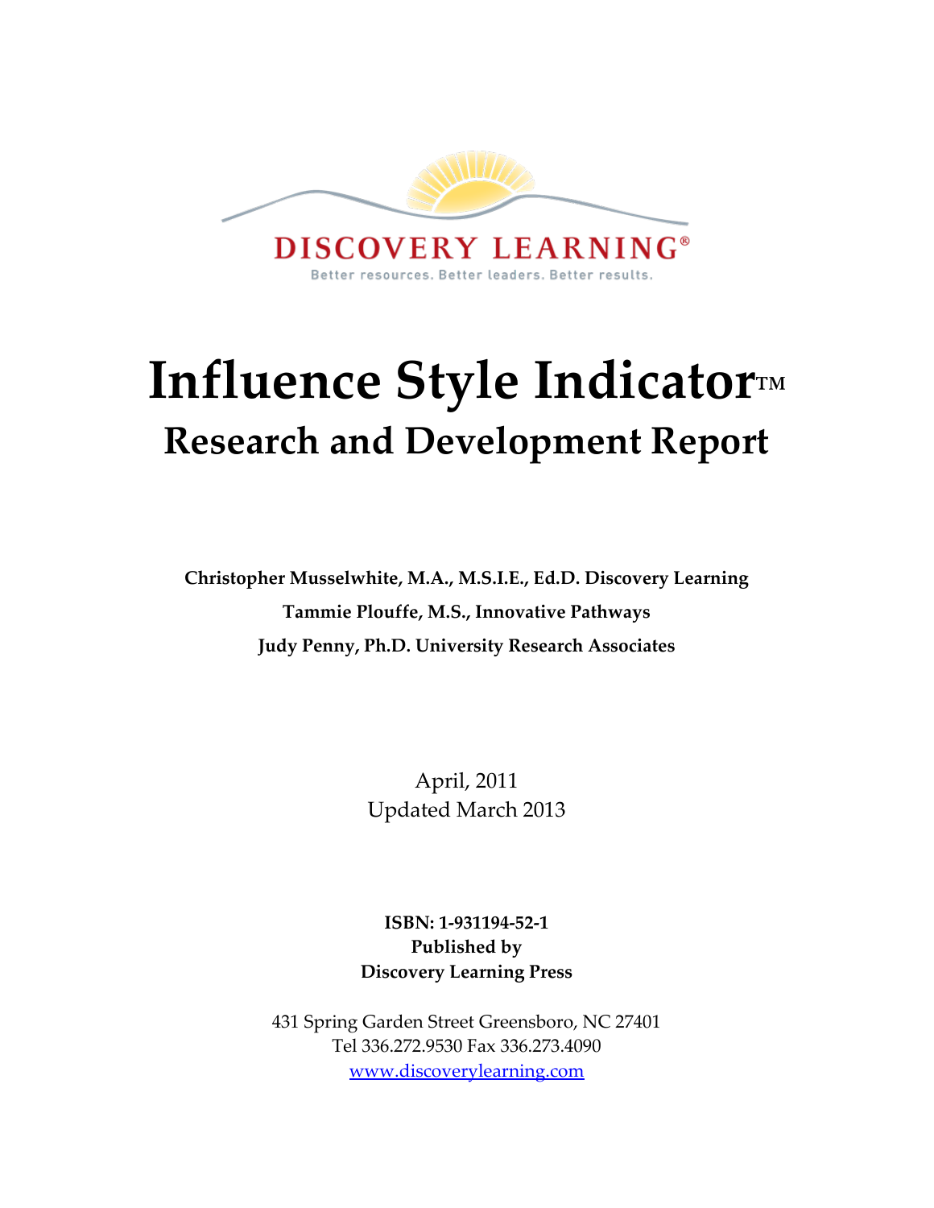DISCOVERY LEARNING®

Better resources. Better leaders. Better results.

# Influence Style Indicator™

## Research and Development Report

**Christopher Musselwhite, M.A., M.S.I.E., Ed.D. Discovery Learning**

**Tammie Plouffe, M.S., Innovative Pathways**

**Judy Penny, Ph.D. University Research Associates**

April, 2011
Updated March 2013

**ISBN: 1-931194-52-1**
**Published by**
**Discovery Learning Press**

431 Spring Garden Street Greensboro, NC 27401
Tel 336.272.9530 Fax 336.273.4090
[www.discoverylearning.com](www.discoverylearning.com)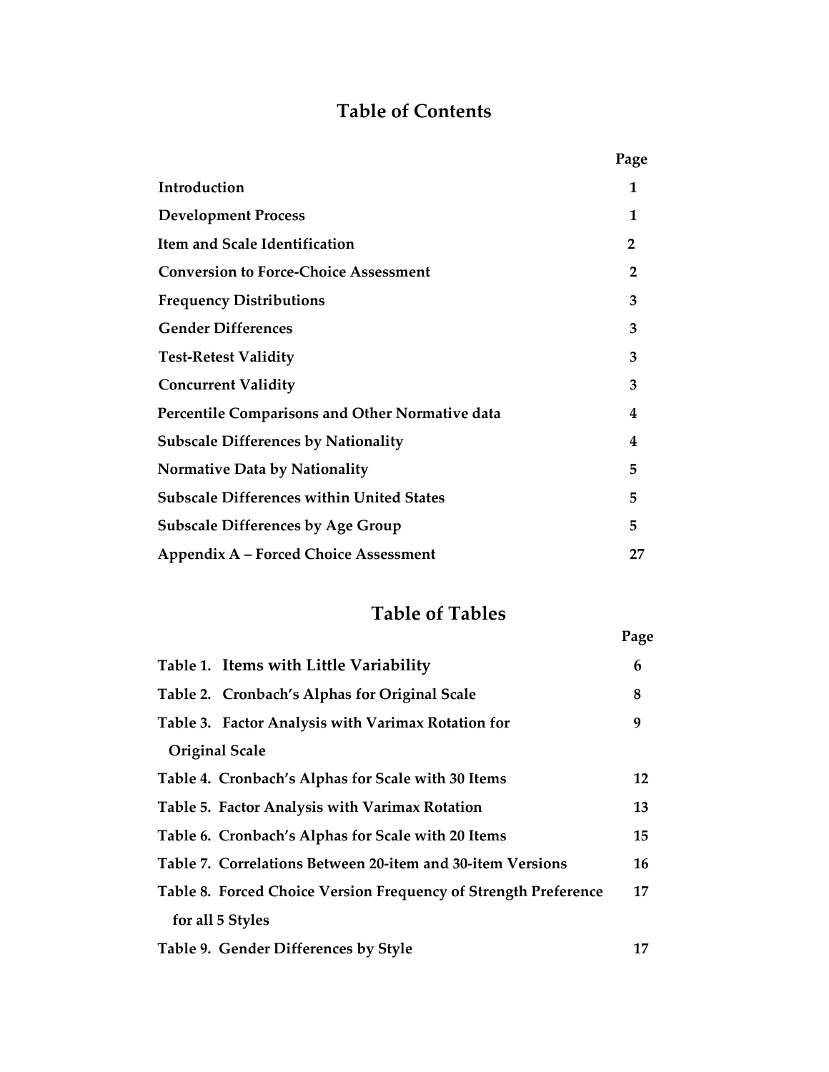# Table of Contents

| | Page |
|---|---|
| **Introduction** | **1** |
| **Development Process** | **1** |
| **Item and Scale Identification** | **2** |
| **Conversion to Force-Choice Assessment** | **2** |
| **Frequency Distributions** | **3** |
| **Gender Differences** | **3** |
| **Test-Retest Validity** | **3** |
| **Concurrent Validity** | **3** |
| **Percentile Comparisons and Other Normative data** | **4** |
| **Subscale Differences by Nationality** | **4** |
| **Normative Data by Nationality** | **5** |
| **Subscale Differences within United States** | **5** |
| **Subscale Differences by Age Group** | **5** |
| **Appendix A – Forced Choice Assessment** | **27** |

# Table of Tables

| | Page |
|---|---|
| **Table 1. Items with Little Variability** | **6** |
| **Table 2. Cronbach's Alphas for Original Scale** | **8** |
| **Table 3. Factor Analysis with Varimax Rotation for Original Scale** | **9** |
| **Table 4. Cronbach's Alphas for Scale with 30 Items** | **12** |
| **Table 5. Factor Analysis with Varimax Rotation** | **13** |
| **Table 6. Cronbach's Alphas for Scale with 20 Items** | **15** |
| **Table 7. Correlations Between 20-item and 30-item Versions** | **16** |
| **Table 8. Forced Choice Version Frequency of Strength Preference for all 5 Styles** | **17** |
| **Table 9. Gender Differences by Style** | **17** |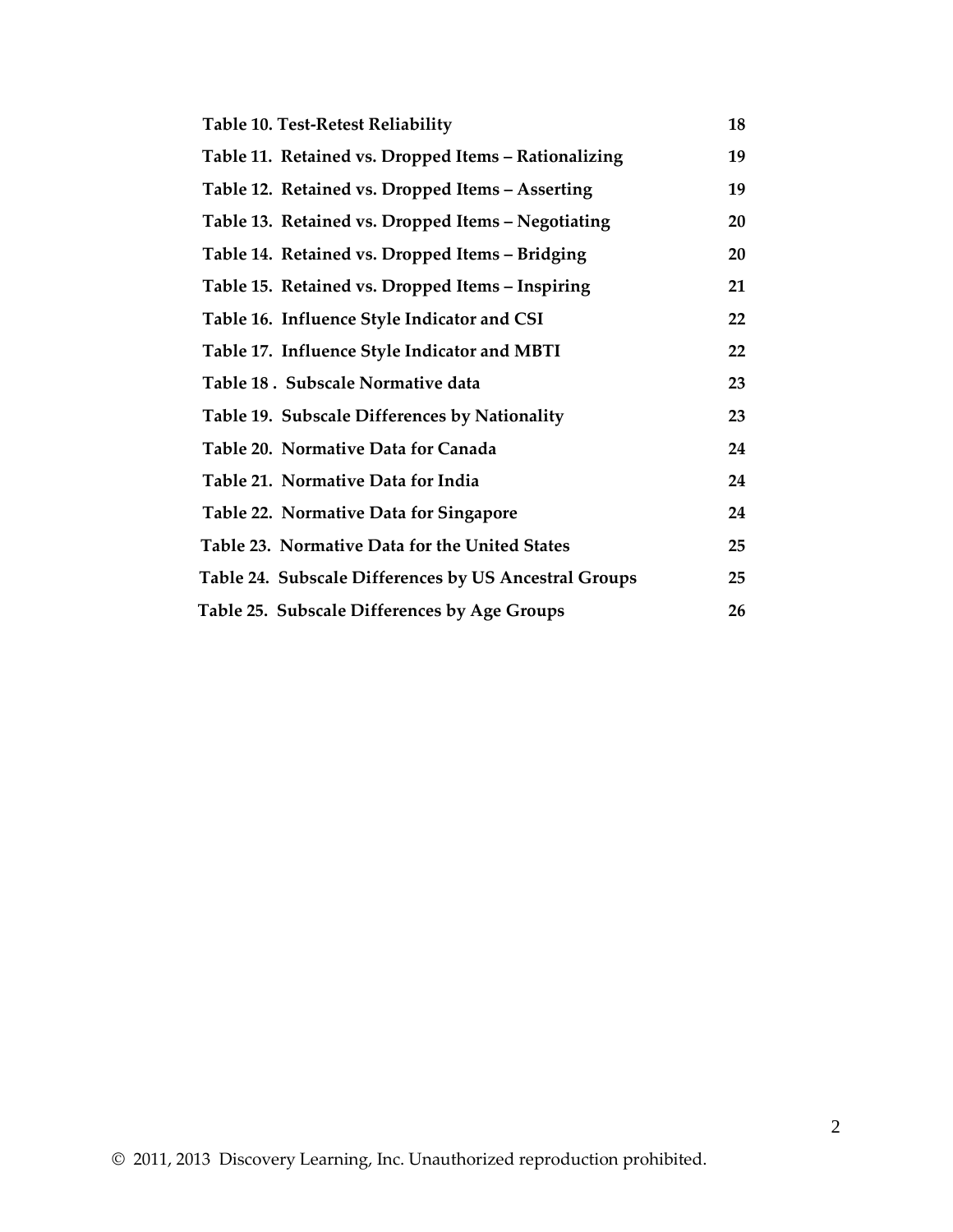| | |
|---|---|
| **Table 10. Test-Retest Reliability** | **18** |
| **Table 11. Retained vs. Dropped Items – Rationalizing** | **19** |
| **Table 12. Retained vs. Dropped Items – Asserting** | **19** |
| **Table 13. Retained vs. Dropped Items – Negotiating** | **20** |
| **Table 14. Retained vs. Dropped Items – Bridging** | **20** |
| **Table 15. Retained vs. Dropped Items – Inspiring** | **21** |
| **Table 16. Influence Style Indicator and CSI** | **22** |
| **Table 17. Influence Style Indicator and MBTI** | **22** |
| **Table 18 . Subscale Normative data** | **23** |
| **Table 19. Subscale Differences by Nationality** | **23** |
| **Table 20. Normative Data for Canada** | **24** |
| **Table 21. Normative Data for India** | **24** |
| **Table 22. Normative Data for Singapore** | **24** |
| **Table 23. Normative Data for the United States** | **25** |
| **Table 24. Subscale Differences by US Ancestral Groups** | **25** |
| **Table 25. Subscale Differences by Age Groups** | **26** |

© 2011, 2013 Discovery Learning, Inc. Unauthorized reproduction prohibited.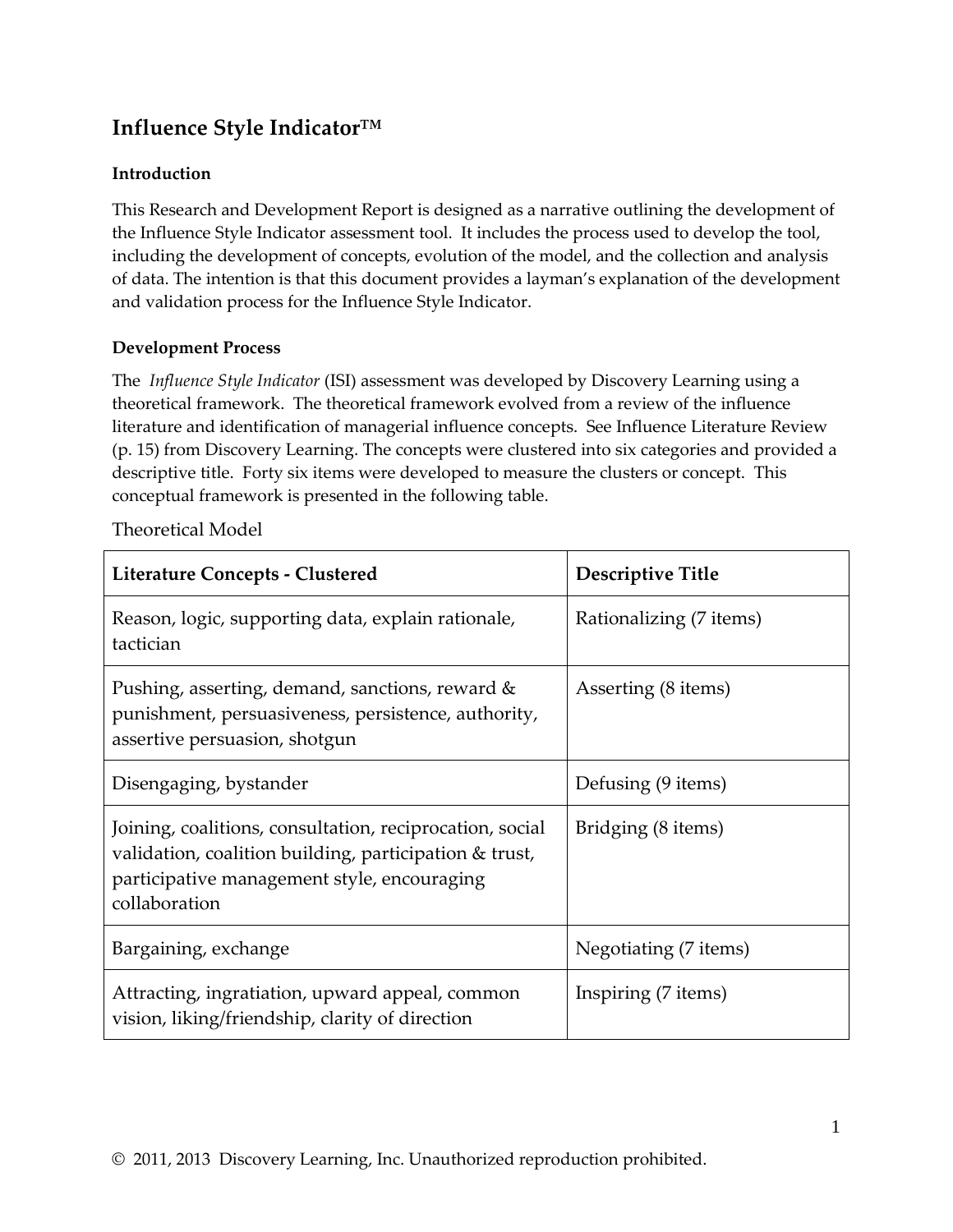## Influence Style Indicator™

### Introduction

This Research and Development Report is designed as a narrative outlining the development of the Influence Style Indicator assessment tool. It includes the process used to develop the tool, including the development of concepts, evolution of the model, and the collection and analysis of data. The intention is that this document provides a layman's explanation of the development and validation process for the Influence Style Indicator.

### Development Process

The *Influence Style Indicator* (ISI) assessment was developed by Discovery Learning using a theoretical framework. The theoretical framework evolved from a review of the influence literature and identification of managerial influence concepts. See Influence Literature Review (p. 15) from Discovery Learning. The concepts were clustered into six categories and provided a descriptive title. Forty six items were developed to measure the clusters or concept. This conceptual framework is presented in the following table.

Theoretical Model

| **Literature Concepts - Clustered** | **Descriptive Title** |
|---|---|
| Reason, logic, supporting data, explain rationale, tactician | Rationalizing (7 items) |
| Pushing, asserting, demand, sanctions, reward & punishment, persuasiveness, persistence, authority, assertive persuasion, shotgun | Asserting (8 items) |
| Disengaging, bystander | Defusing (9 items) |
| Joining, coalitions, consultation, reciprocation, social validation, coalition building, participation & trust, participative management style, encouraging collaboration | Bridging (8 items) |
| Bargaining, exchange | Negotiating (7 items) |
| Attracting, ingratiation, upward appeal, common vision, liking/friendship, clarity of direction | Inspiring (7 items) |

© 2011, 2013 Discovery Learning, Inc. Unauthorized reproduction prohibited.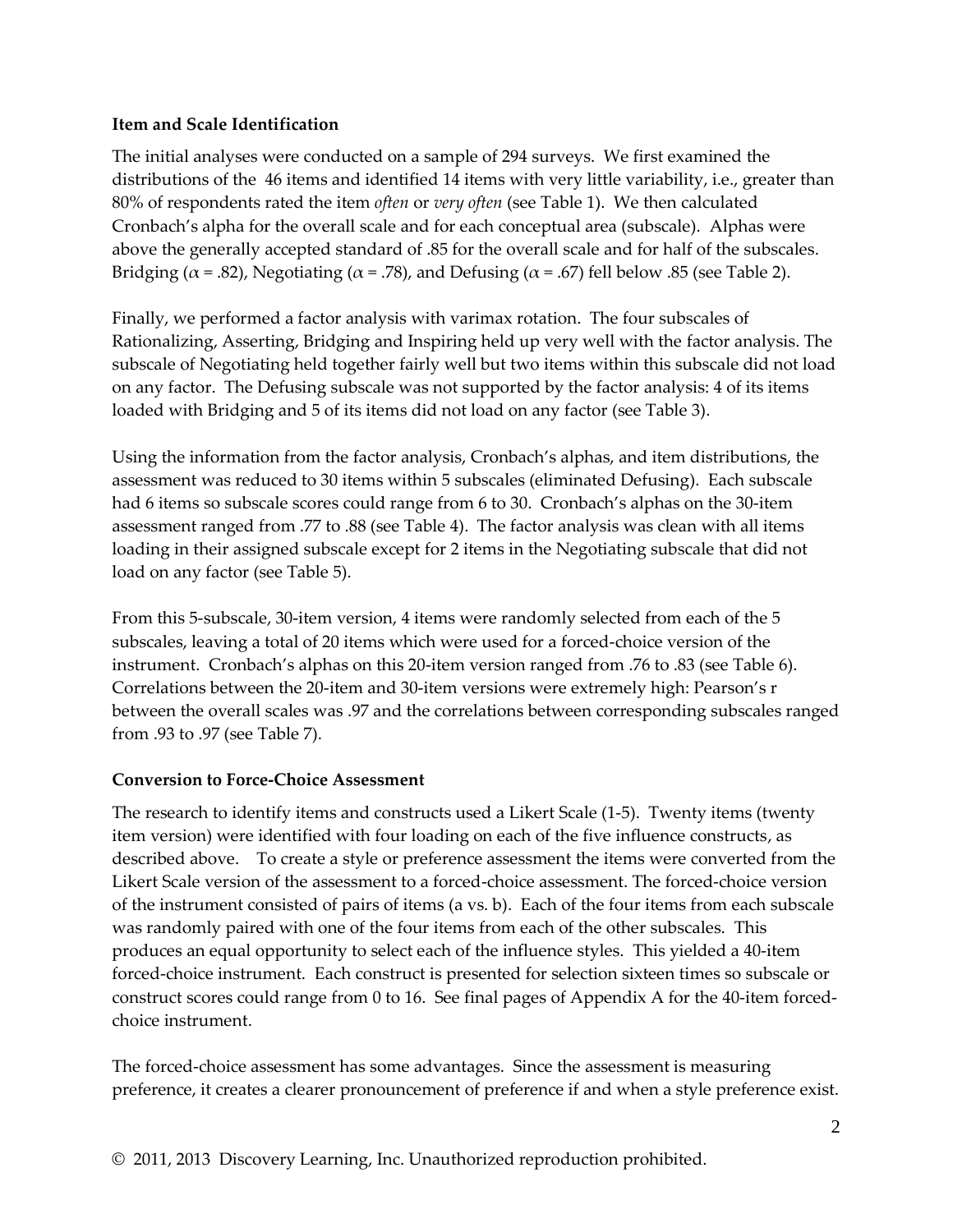**Item and Scale Identification**

The initial analyses were conducted on a sample of 294 surveys. We first examined the distributions of the 46 items and identified 14 items with very little variability, i.e., greater than 80% of respondents rated the item *often* or *very often* (see Table 1). We then calculated Cronbach's alpha for the overall scale and for each conceptual area (subscale). Alphas were above the generally accepted standard of .85 for the overall scale and for half of the subscales. Bridging ($\alpha$ = .82), Negotiating ($\alpha$ = .78), and Defusing ($\alpha$ = .67) fell below .85 (see Table 2).

Finally, we performed a factor analysis with varimax rotation. The four subscales of Rationalizing, Asserting, Bridging and Inspiring held up very well with the factor analysis. The subscale of Negotiating held together fairly well but two items within this subscale did not load on any factor. The Defusing subscale was not supported by the factor analysis: 4 of its items loaded with Bridging and 5 of its items did not load on any factor (see Table 3).

Using the information from the factor analysis, Cronbach's alphas, and item distributions, the assessment was reduced to 30 items within 5 subscales (eliminated Defusing). Each subscale had 6 items so subscale scores could range from 6 to 30. Cronbach's alphas on the 30-item assessment ranged from .77 to .88 (see Table 4). The factor analysis was clean with all items loading in their assigned subscale except for 2 items in the Negotiating subscale that did not load on any factor (see Table 5).

From this 5-subscale, 30-item version, 4 items were randomly selected from each of the 5 subscales, leaving a total of 20 items which were used for a forced-choice version of the instrument. Cronbach's alphas on this 20-item version ranged from .76 to .83 (see Table 6). Correlations between the 20-item and 30-item versions were extremely high: Pearson's r between the overall scales was .97 and the correlations between corresponding subscales ranged from .93 to .97 (see Table 7).

**Conversion to Force-Choice Assessment**

The research to identify items and constructs used a Likert Scale (1-5). Twenty items (twenty item version) were identified with four loading on each of the five influence constructs, as described above. To create a style or preference assessment the items were converted from the Likert Scale version of the assessment to a forced-choice assessment. The forced-choice version of the instrument consisted of pairs of items (a vs. b). Each of the four items from each subscale was randomly paired with one of the four items from each of the other subscales. This produces an equal opportunity to select each of the influence styles. This yielded a 40-item forced-choice instrument. Each construct is presented for selection sixteen times so subscale or construct scores could range from 0 to 16. See final pages of Appendix A for the 40-item forced-choice instrument.

The forced-choice assessment has some advantages. Since the assessment is measuring preference, it creates a clearer pronouncement of preference if and when a style preference exist.

© 2011, 2013 Discovery Learning, Inc. Unauthorized reproduction prohibited.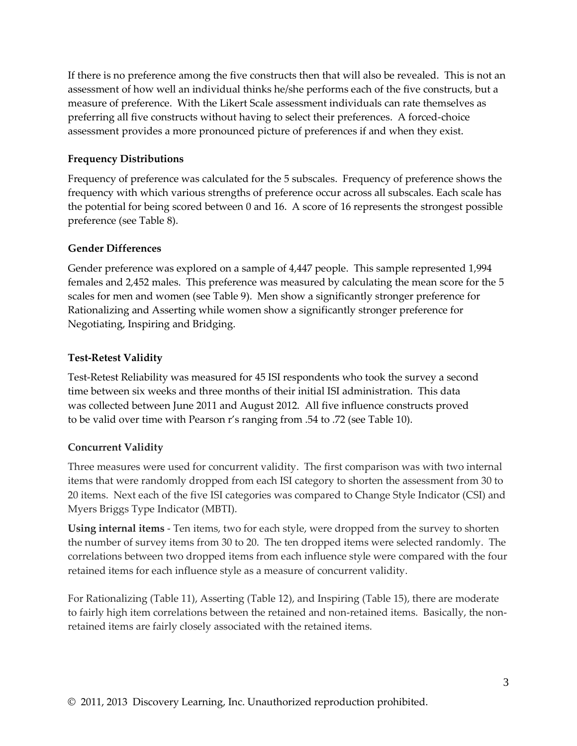If there is no preference among the five constructs then that will also be revealed. This is not an assessment of how well an individual thinks he/she performs each of the five constructs, but a measure of preference. With the Likert Scale assessment individuals can rate themselves as preferring all five constructs without having to select their preferences. A forced-choice assessment provides a more pronounced picture of preferences if and when they exist.

### Frequency Distributions

Frequency of preference was calculated for the 5 subscales. Frequency of preference shows the frequency with which various strengths of preference occur across all subscales. Each scale has the potential for being scored between 0 and 16. A score of 16 represents the strongest possible preference (see Table 8).

### Gender Differences

Gender preference was explored on a sample of 4,447 people. This sample represented 1,994 females and 2,452 males. This preference was measured by calculating the mean score for the 5 scales for men and women (see Table 9). Men show a significantly stronger preference for Rationalizing and Asserting while women show a significantly stronger preference for Negotiating, Inspiring and Bridging.

### Test-Retest Validity

Test-Retest Reliability was measured for 45 ISI respondents who took the survey a second time between six weeks and three months of their initial ISI administration. This data was collected between June 2011 and August 2012. All five influence constructs proved to be valid over time with Pearson r's ranging from .54 to .72 (see Table 10).

### Concurrent Validity

Three measures were used for concurrent validity. The first comparison was with two internal items that were randomly dropped from each ISI category to shorten the assessment from 30 to 20 items. Next each of the five ISI categories was compared to Change Style Indicator (CSI) and Myers Briggs Type Indicator (MBTI).

**Using internal items** - Ten items, two for each style, were dropped from the survey to shorten the number of survey items from 30 to 20. The ten dropped items were selected randomly. The correlations between two dropped items from each influence style were compared with the four retained items for each influence style as a measure of concurrent validity.

For Rationalizing (Table 11), Asserting (Table 12), and Inspiring (Table 15), there are moderate to fairly high item correlations between the retained and non-retained items. Basically, the non-retained items are fairly closely associated with the retained items.

© 2011, 2013 Discovery Learning, Inc. Unauthorized reproduction prohibited.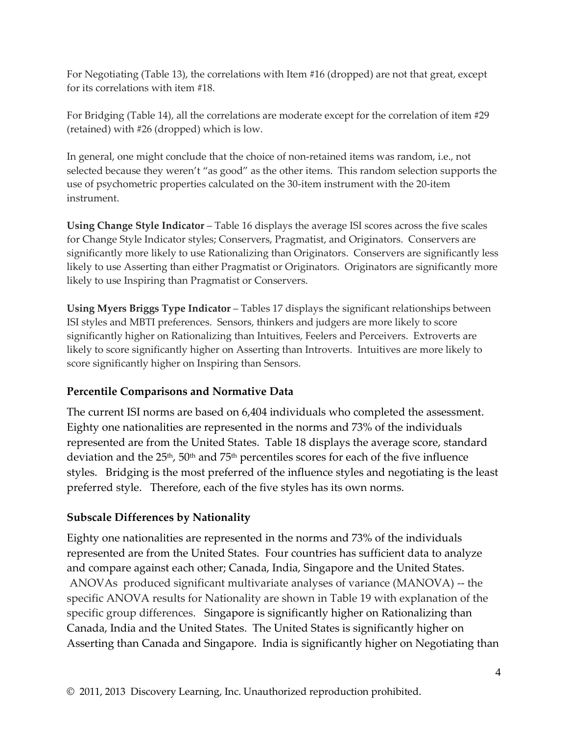For Negotiating (Table 13), the correlations with Item #16 (dropped) are not that great, except for its correlations with item #18.

For Bridging (Table 14), all the correlations are moderate except for the correlation of item #29 (retained) with #26 (dropped) which is low.

In general, one might conclude that the choice of non-retained items was random, i.e., not selected because they weren't "as good" as the other items. This random selection supports the use of psychometric properties calculated on the 30-item instrument with the 20-item instrument.

**Using Change Style Indicator** – Table 16 displays the average ISI scores across the five scales for Change Style Indicator styles; Conservers, Pragmatist, and Originators. Conservers are significantly more likely to use Rationalizing than Originators. Conservers are significantly less likely to use Asserting than either Pragmatist or Originators. Originators are significantly more likely to use Inspiring than Pragmatist or Conservers.

**Using Myers Briggs Type Indicator** – Tables 17 displays the significant relationships between ISI styles and MBTI preferences. Sensors, thinkers and judgers are more likely to score significantly higher on Rationalizing than Intuitives, Feelers and Perceivers. Extroverts are likely to score significantly higher on Asserting than Introverts. Intuitives are more likely to score significantly higher on Inspiring than Sensors.

## Percentile Comparisons and Normative Data

The current ISI norms are based on 6,404 individuals who completed the assessment. Eighty one nationalities are represented in the norms and 73% of the individuals represented are from the United States. Table 18 displays the average score, standard deviation and the 25th, 50th and 75th percentiles scores for each of the five influence styles. Bridging is the most preferred of the influence styles and negotiating is the least preferred style. Therefore, each of the five styles has its own norms.

## Subscale Differences by Nationality

Eighty one nationalities are represented in the norms and 73% of the individuals represented are from the United States. Four countries has sufficient data to analyze and compare against each other; Canada, India, Singapore and the United States. ANOVAs produced significant multivariate analyses of variance (MANOVA) -- the specific ANOVA results for Nationality are shown in Table 19 with explanation of the specific group differences. Singapore is significantly higher on Rationalizing than Canada, India and the United States. The United States is significantly higher on Asserting than Canada and Singapore. India is significantly higher on Negotiating than

© 2011, 2013 Discovery Learning, Inc. Unauthorized reproduction prohibited.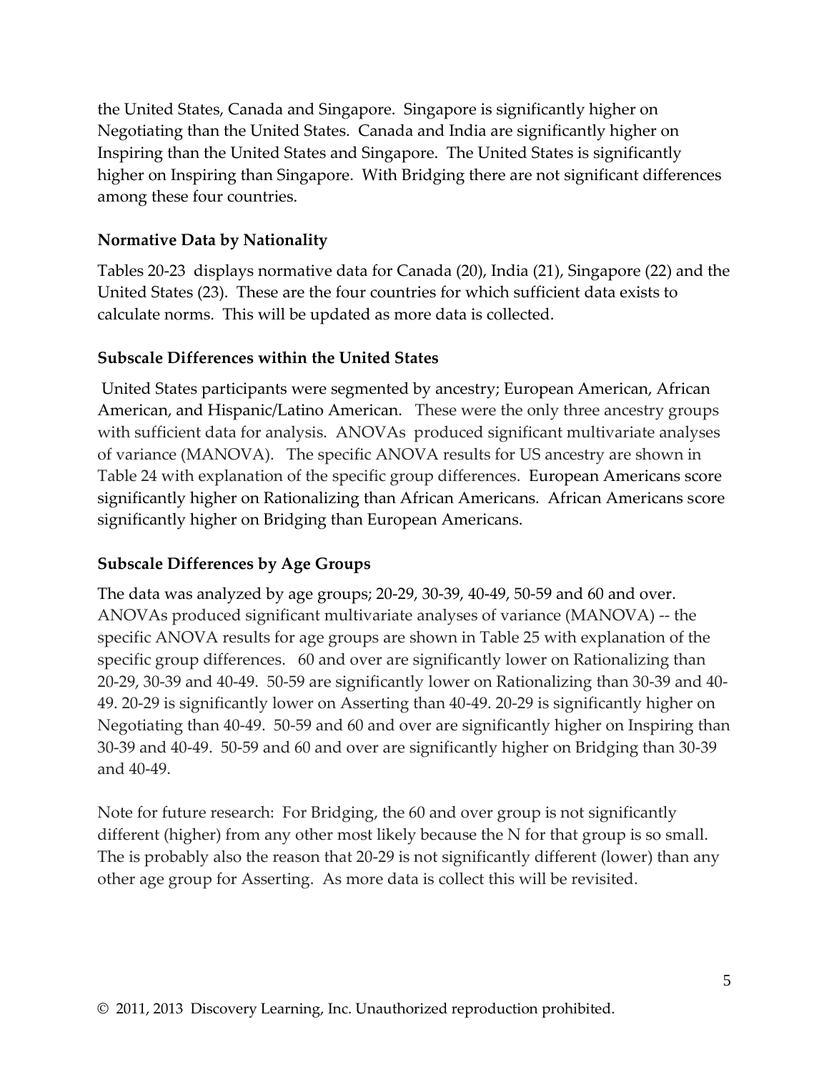the United States, Canada and Singapore. Singapore is significantly higher on Negotiating than the United States. Canada and India are significantly higher on Inspiring than the United States and Singapore. The United States is significantly higher on Inspiring than Singapore. With Bridging there are not significant differences among these four countries.

### Normative Data by Nationality

Tables 20-23 displays normative data for Canada (20), India (21), Singapore (22) and the United States (23). These are the four countries for which sufficient data exists to calculate norms. This will be updated as more data is collected.

### Subscale Differences within the United States

United States participants were segmented by ancestry; European American, African American, and Hispanic/Latino American. These were the only three ancestry groups with sufficient data for analysis. ANOVAs produced significant multivariate analyses of variance (MANOVA). The specific ANOVA results for US ancestry are shown in Table 24 with explanation of the specific group differences. European Americans score significantly higher on Rationalizing than African Americans. African Americans score significantly higher on Bridging than European Americans.

### Subscale Differences by Age Groups

The data was analyzed by age groups; 20-29, 30-39, 40-49, 50-59 and 60 and over. ANOVAs produced significant multivariate analyses of variance (MANOVA) -- the specific ANOVA results for age groups are shown in Table 25 with explanation of the specific group differences. 60 and over are significantly lower on Rationalizing than 20-29, 30-39 and 40-49. 50-59 are significantly lower on Rationalizing than 30-39 and 40-49. 20-29 is significantly lower on Asserting than 40-49. 20-29 is significantly higher on Negotiating than 40-49. 50-59 and 60 and over are significantly higher on Inspiring than 30-39 and 40-49. 50-59 and 60 and over are significantly higher on Bridging than 30-39 and 40-49.

Note for future research: For Bridging, the 60 and over group is not significantly different (higher) from any other most likely because the N for that group is so small. The is probably also the reason that 20-29 is not significantly different (lower) than any other age group for Asserting. As more data is collect this will be revisited.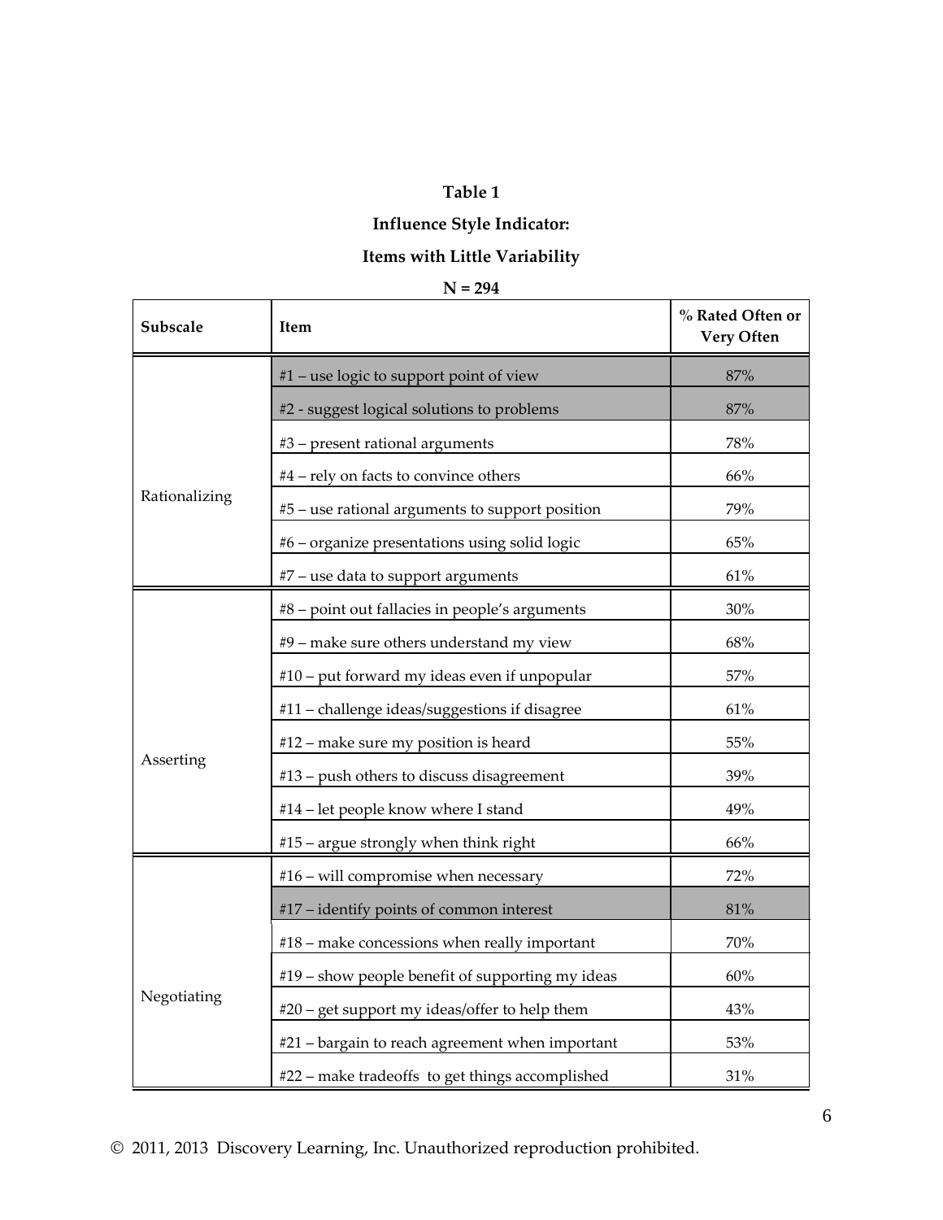**Table 1**

**Influence Style Indicator:**

**Items with Little Variability**

**N = 294**

| Subscale | Item | % Rated Often or Very Often |
|---|---|---|
| Rationalizing | #1 – use logic to support point of view | 87% |
| | #2 - suggest logical solutions to problems | 87% |
| | #3 – present rational arguments | 78% |
| | #4 – rely on facts to convince others | 66% |
| | #5 – use rational arguments to support position | 79% |
| | #6 – organize presentations using solid logic | 65% |
| | #7 – use data to support arguments | 61% |
| Asserting | #8 – point out fallacies in people's arguments | 30% |
| | #9 – make sure others understand my view | 68% |
| | #10 – put forward my ideas even if unpopular | 57% |
| | #11 – challenge ideas/suggestions if disagree | 61% |
| | #12 – make sure my position is heard | 55% |
| | #13 – push others to discuss disagreement | 39% |
| | #14 – let people know where I stand | 49% |
| | #15 – argue strongly when think right | 66% |
| Negotiating | #16 – will compromise when necessary | 72% |
| | #17 – identify points of common interest | 81% |
| | #18 – make concessions when really important | 70% |
| | #19 – show people benefit of supporting my ideas | 60% |
| | #20 – get support my ideas/offer to help them | 43% |
| | #21 – bargain to reach agreement when important | 53% |
| | #22 – make tradeoffs to get things accomplished | 31% |

© 2011, 2013 Discovery Learning, Inc. Unauthorized reproduction prohibited.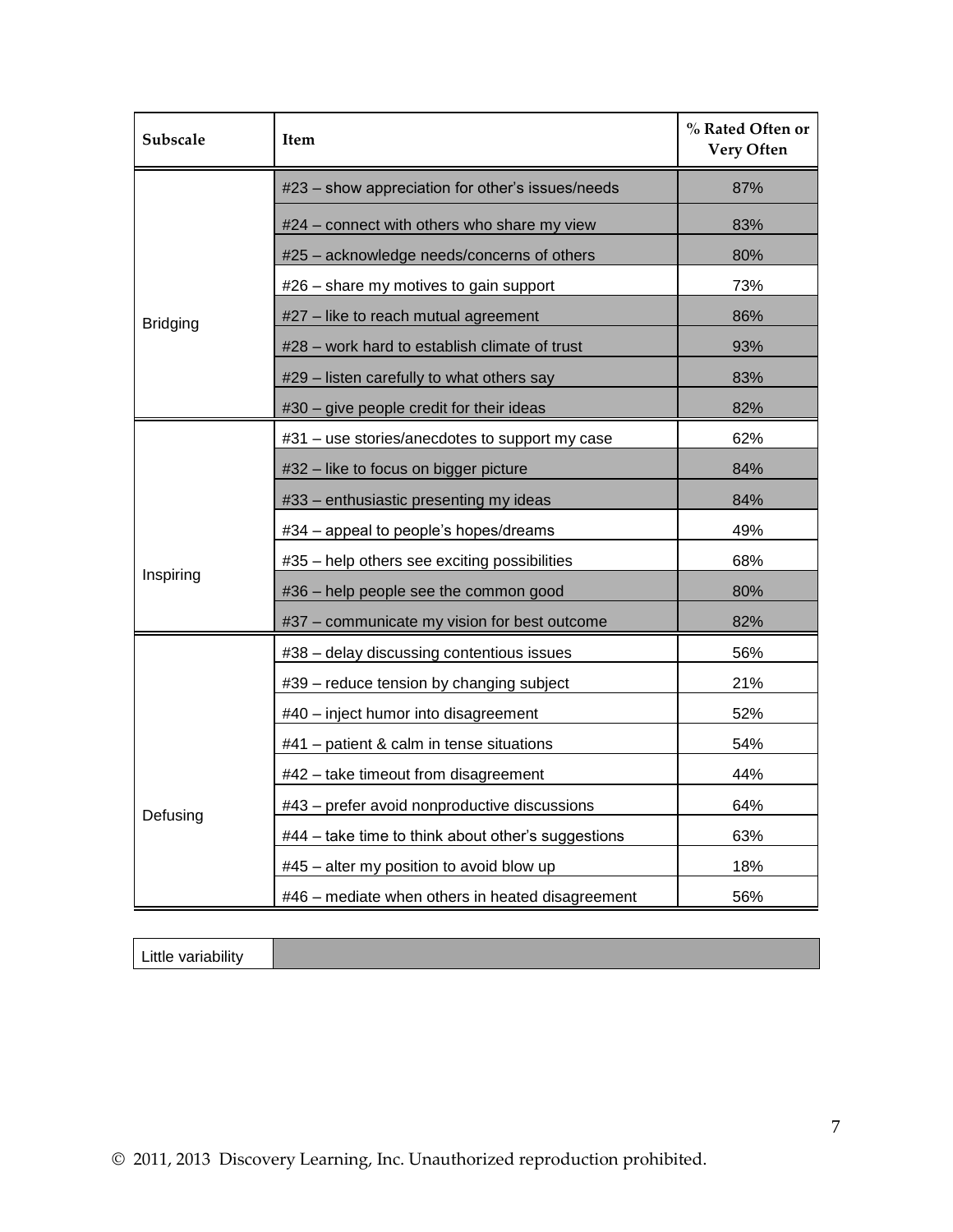| Subscale | Item | % Rated Often or Very Often |
|---|---|---|
| Bridging | #23 – show appreciation for other's issues/needs | 87% |
| | #24 – connect with others who share my view | 83% |
| | #25 – acknowledge needs/concerns of others | 80% |
| | #26 – share my motives to gain support | 73% |
| | #27 – like to reach mutual agreement | 86% |
| | #28 – work hard to establish climate of trust | 93% |
| | #29 – listen carefully to what others say | 83% |
| | #30 – give people credit for their ideas | 82% |
| Inspiring | #31 – use stories/anecdotes to support my case | 62% |
| | #32 – like to focus on bigger picture | 84% |
| | #33 – enthusiastic presenting my ideas | 84% |
| | #34 – appeal to people's hopes/dreams | 49% |
| | #35 – help others see exciting possibilities | 68% |
| | #36 – help people see the common good | 80% |
| | #37 – communicate my vision for best outcome | 82% |
| Defusing | #38 – delay discussing contentious issues | 56% |
| | #39 – reduce tension by changing subject | 21% |
| | #40 – inject humor into disagreement | 52% |
| | #41 – patient & calm in tense situations | 54% |
| | #42 – take timeout from disagreement | 44% |
| | #43 – prefer avoid nonproductive discussions | 64% |
| | #44 – take time to think about other's suggestions | 63% |
| | #45 – alter my position to avoid blow up | 18% |
| | #46 – mediate when others in heated disagreement | 56% |

| Little variability | (shaded) |
|---|---|

© 2011, 2013 Discovery Learning, Inc. Unauthorized reproduction prohibited.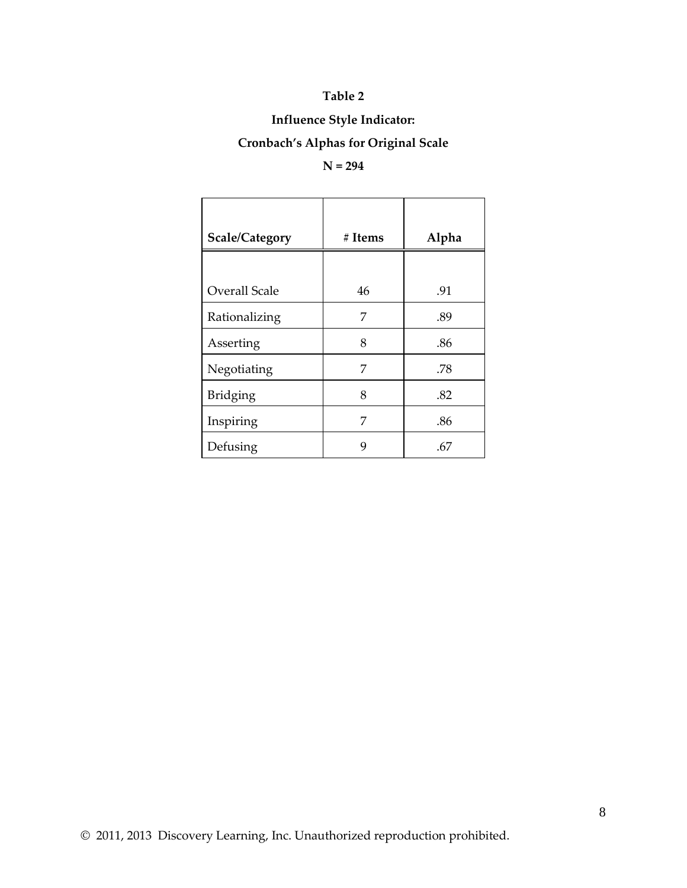**Table 2**

**Influence Style Indicator:**

**Cronbach's Alphas for Original Scale**

**N = 294**

| Scale/Category | # Items | Alpha |
|---|---|---|
| Overall Scale | 46 | .91 |
| Rationalizing | 7 | .89 |
| Asserting | 8 | .86 |
| Negotiating | 7 | .78 |
| Bridging | 8 | .82 |
| Inspiring | 7 | .86 |
| Defusing | 9 | .67 |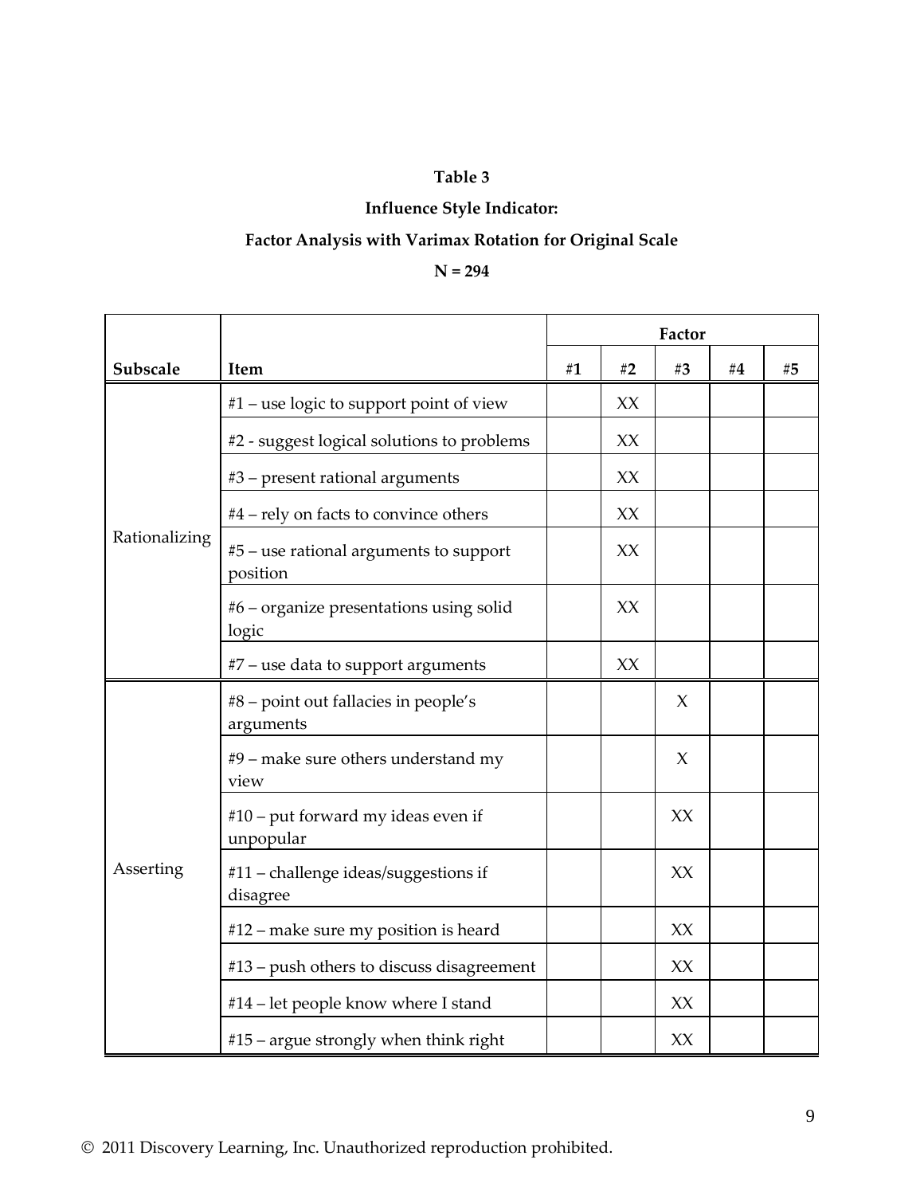**Table 3**

**Influence Style Indicator:**

**Factor Analysis with Varimax Rotation for Original Scale**

**N = 294**

| Subscale | Item | Factor | | | | |
|---|---|---|---|---|---|---|
| | | #1 | #2 | #3 | #4 | #5 |
| Rationalizing | #1 – use logic to support point of view | | XX | | | |
| | #2 - suggest logical solutions to problems | | XX | | | |
| | #3 – present rational arguments | | XX | | | |
| | #4 – rely on facts to convince others | | XX | | | |
| | #5 – use rational arguments to support position | | XX | | | |
| | #6 – organize presentations using solid logic | | XX | | | |
| | #7 – use data to support arguments | | XX | | | |
| Asserting | #8 – point out fallacies in people's arguments | | | X | | |
| | #9 – make sure others understand my view | | | X | | |
| | #10 – put forward my ideas even if unpopular | | | XX | | |
| | #11 – challenge ideas/suggestions if disagree | | | XX | | |
| | #12 – make sure my position is heard | | | XX | | |
| | #13 – push others to discuss disagreement | | | XX | | |
| | #14 – let people know where I stand | | | XX | | |
| | #15 – argue strongly when think right | | | XX | | |

© 2011 Discovery Learning, Inc. Unauthorized reproduction prohibited.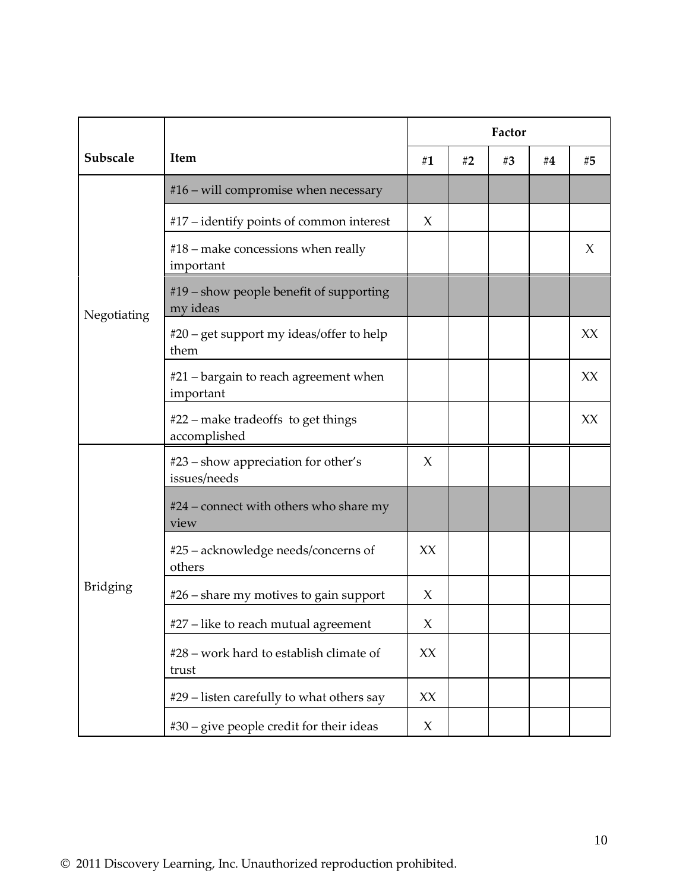| Subscale | Item | Factor | | | | |
|---|---|---|---|---|---|---|
| | | #1 | #2 | #3 | #4 | #5 |
| Negotiating | #16 – will compromise when necessary | | | | | |
| | #17 – identify points of common interest | X | | | | |
| | #18 – make concessions when really important | | | | | X |
| | #19 – show people benefit of supporting my ideas | | | | | |
| | #20 – get support my ideas/offer to help them | | | | | XX |
| | #21 – bargain to reach agreement when important | | | | | XX |
| | #22 – make tradeoffs to get things accomplished | | | | | XX |
| Bridging | #23 – show appreciation for other's issues/needs | X | | | | |
| | #24 – connect with others who share my view | | | | | |
| | #25 – acknowledge needs/concerns of others | XX | | | | |
| | #26 – share my motives to gain support | X | | | | |
| | #27 – like to reach mutual agreement | X | | | | |
| | #28 – work hard to establish climate of trust | XX | | | | |
| | #29 – listen carefully to what others say | XX | | | | |
| | #30 – give people credit for their ideas | X | | | | |

© 2011 Discovery Learning, Inc. Unauthorized reproduction prohibited.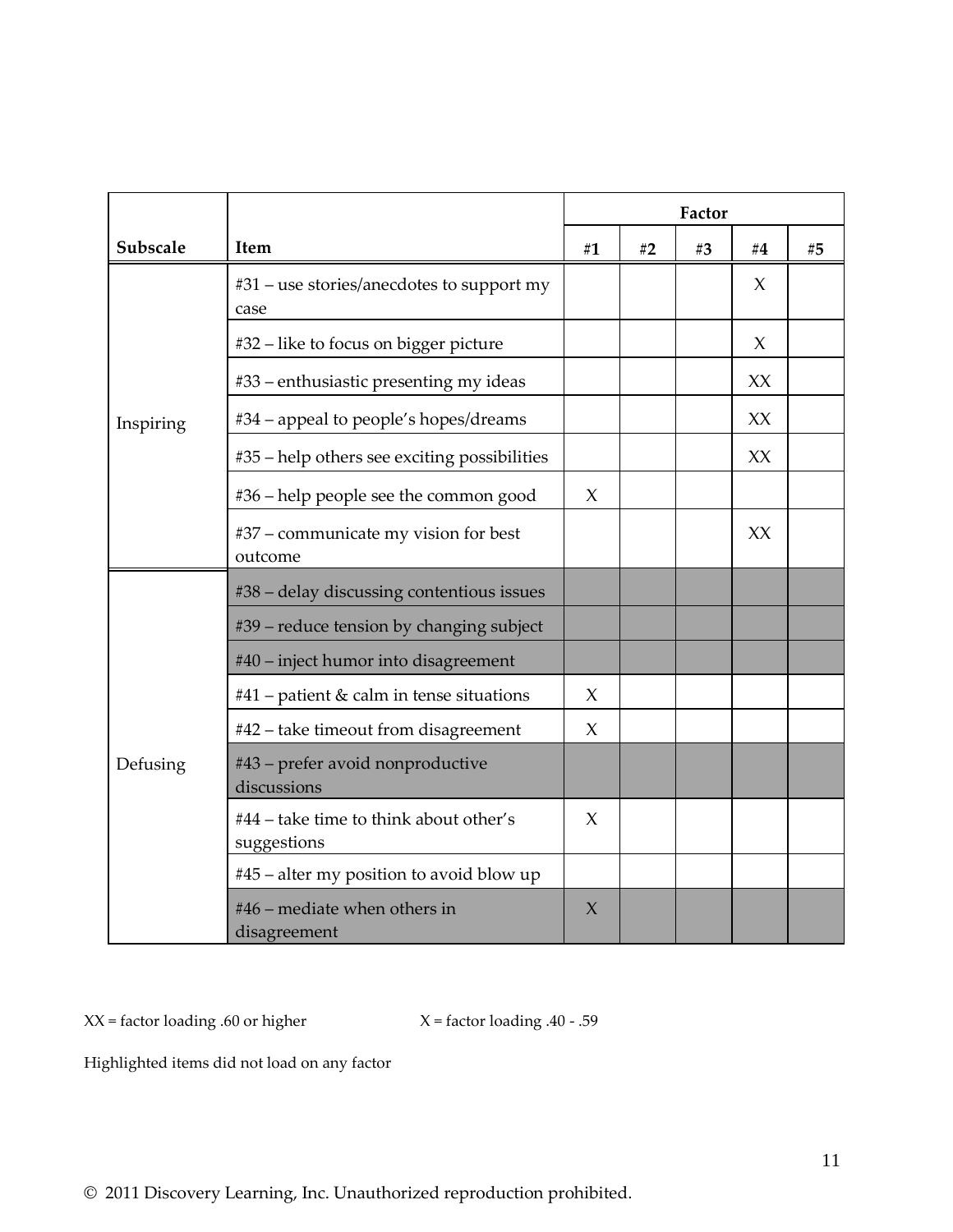| Subscale | Item | Factor | | | | |
|---|---|---|---|---|---|---|
| | | #1 | #2 | #3 | #4 | #5 |
| Inspiring | #31 – use stories/anecdotes to support my case | | | | X | |
| | #32 – like to focus on bigger picture | | | | X | |
| | #33 – enthusiastic presenting my ideas | | | | XX | |
| | #34 – appeal to people's hopes/dreams | | | | XX | |
| | #35 – help others see exciting possibilities | | | | XX | |
| | #36 – help people see the common good | X | | | | |
| | #37 – communicate my vision for best outcome | | | | XX | |
| Defusing | #38 – delay discussing contentious issues | | | | | |
| | #39 – reduce tension by changing subject | | | | | |
| | #40 – inject humor into disagreement | | | | | |
| | #41 – patient & calm in tense situations | X | | | | |
| | #42 – take timeout from disagreement | X | | | | |
| | #43 – prefer avoid nonproductive discussions | | | | | |
| | #44 – take time to think about other's suggestions | X | | | | |
| | #45 – alter my position to avoid blow up | | | | | |
| | #46 – mediate when others in disagreement | X | | | | |

XX = factor loading .60 or higher

X = factor loading .40 - .59

Highlighted items did not load on any factor

© 2011 Discovery Learning, Inc. Unauthorized reproduction prohibited.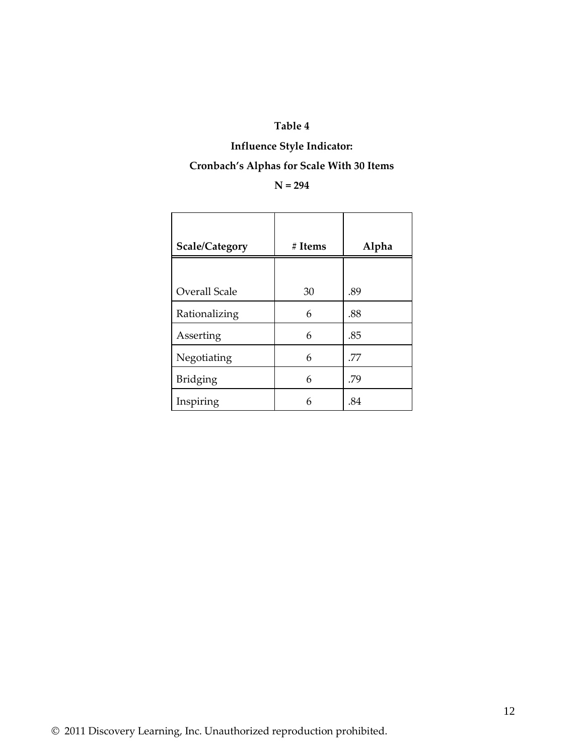**Table 4**

**Influence Style Indicator:**

**Cronbach's Alphas for Scale With 30 Items**

**N = 294**

| Scale/Category | # Items | Alpha |
|---|---|---|
| Overall Scale | 30 | .89 |
| Rationalizing | 6 | .88 |
| Asserting | 6 | .85 |
| Negotiating | 6 | .77 |
| Bridging | 6 | .79 |
| Inspiring | 6 | .84 |

© 2011 Discovery Learning, Inc. Unauthorized reproduction prohibited.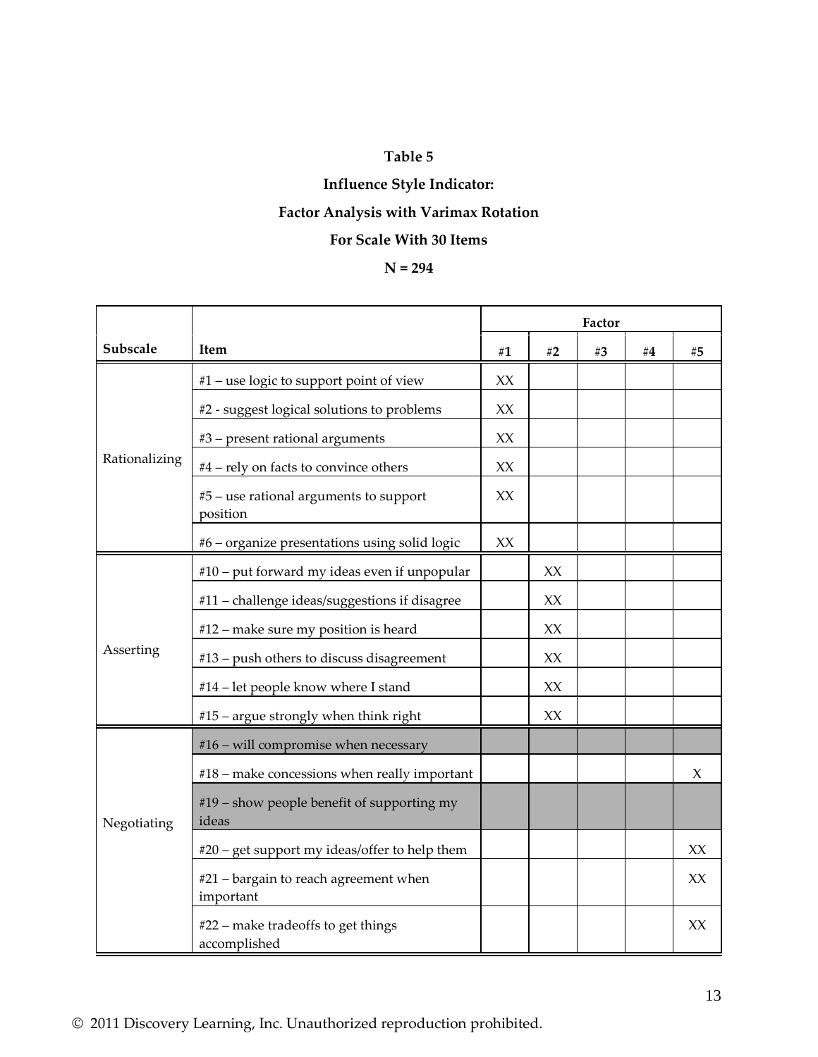**Table 5**

**Influence Style Indicator:**

**Factor Analysis with Varimax Rotation**

**For Scale With 30 Items**

**N = 294**

| | | Factor | | | | |
|---|---|---|---|---|---|---|
| **Subscale** | **Item** | **#1** | **#2** | **#3** | **#4** | **#5** |
| Rationalizing | #1 – use logic to support point of view | XX | | | | |
| | #2 - suggest logical solutions to problems | XX | | | | |
| | #3 – present rational arguments | XX | | | | |
| | #4 – rely on facts to convince others | XX | | | | |
| | #5 – use rational arguments to support position | XX | | | | |
| | #6 – organize presentations using solid logic | XX | | | | |
| Asserting | #10 – put forward my ideas even if unpopular | | XX | | | |
| | #11 – challenge ideas/suggestions if disagree | | XX | | | |
| | #12 – make sure my position is heard | | XX | | | |
| | #13 – push others to discuss disagreement | | XX | | | |
| | #14 – let people know where I stand | | XX | | | |
| | #15 – argue strongly when think right | | XX | | | |
| Negotiating | #16 – will compromise when necessary | | | | | |
| | #18 – make concessions when really important | | | | | X |
| | #19 – show people benefit of supporting my ideas | | | | | |
| | #20 – get support my ideas/offer to help them | | | | | XX |
| | #21 – bargain to reach agreement when important | | | | | XX |
| | #22 – make tradeoffs to get things accomplished | | | | | XX |

© 2011 Discovery Learning, Inc. Unauthorized reproduction prohibited.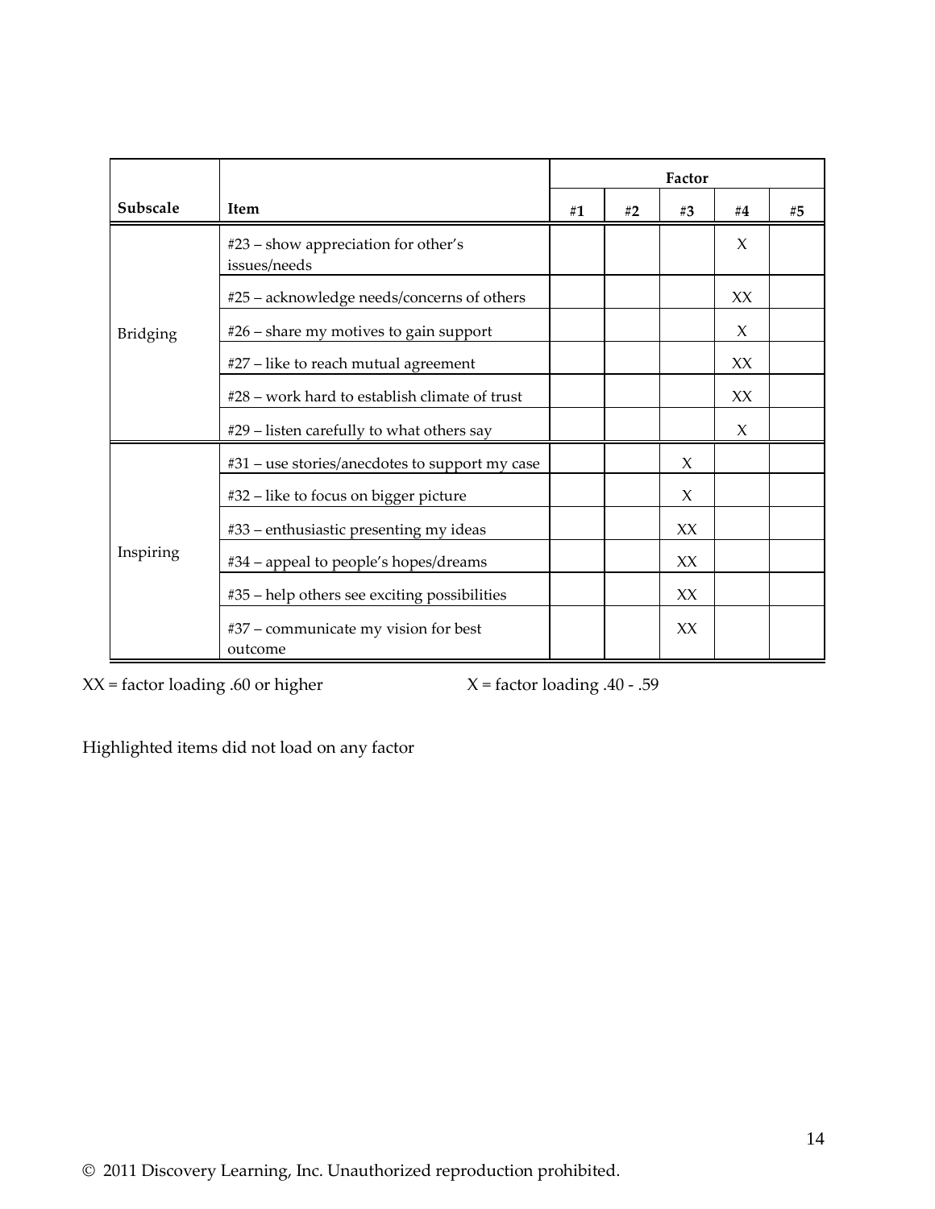| Subscale | Item | Factor | | | | |
|---|---|---|---|---|---|---|
| | | #1 | #2 | #3 | #4 | #5 |
| Bridging | #23 – show appreciation for other's issues/needs | | | | X | |
| | #25 – acknowledge needs/concerns of others | | | | XX | |
| | #26 – share my motives to gain support | | | | X | |
| | #27 – like to reach mutual agreement | | | | XX | |
| | #28 – work hard to establish climate of trust | | | | XX | |
| | #29 – listen carefully to what others say | | | | X | |
| Inspiring | #31 – use stories/anecdotes to support my case | | | X | | |
| | #32 – like to focus on bigger picture | | | X | | |
| | #33 – enthusiastic presenting my ideas | | | XX | | |
| | #34 – appeal to people's hopes/dreams | | | XX | | |
| | #35 – help others see exciting possibilities | | | XX | | |
| | #37 – communicate my vision for best outcome | | | XX | | |

XX = factor loading .60 or higher X = factor loading .40 - .59

Highlighted items did not load on any factor

© 2011 Discovery Learning, Inc. Unauthorized reproduction prohibited.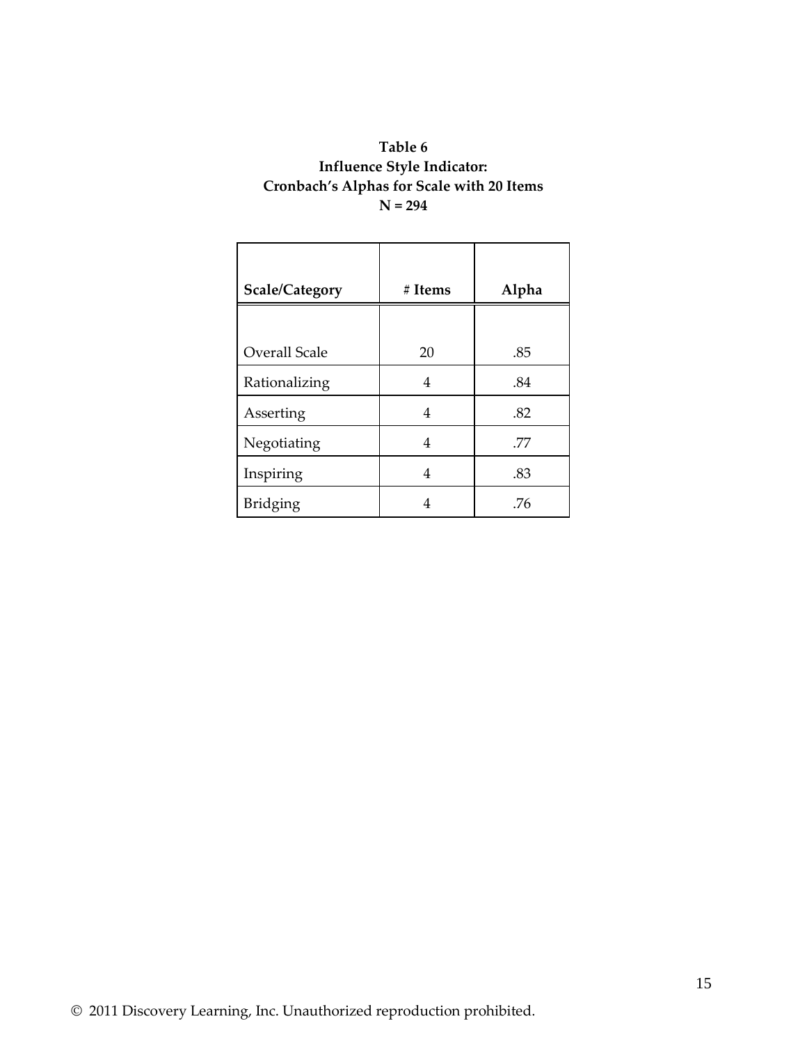**Table 6**
**Influence Style Indicator:**
**Cronbach's Alphas for Scale with 20 Items**
**N = 294**

| Scale/Category | # Items | Alpha |
|---|---|---|
| Overall Scale | 20 | .85 |
| Rationalizing | 4 | .84 |
| Asserting | 4 | .82 |
| Negotiating | 4 | .77 |
| Inspiring | 4 | .83 |
| Bridging | 4 | .76 |

© 2011 Discovery Learning, Inc. Unauthorized reproduction prohibited.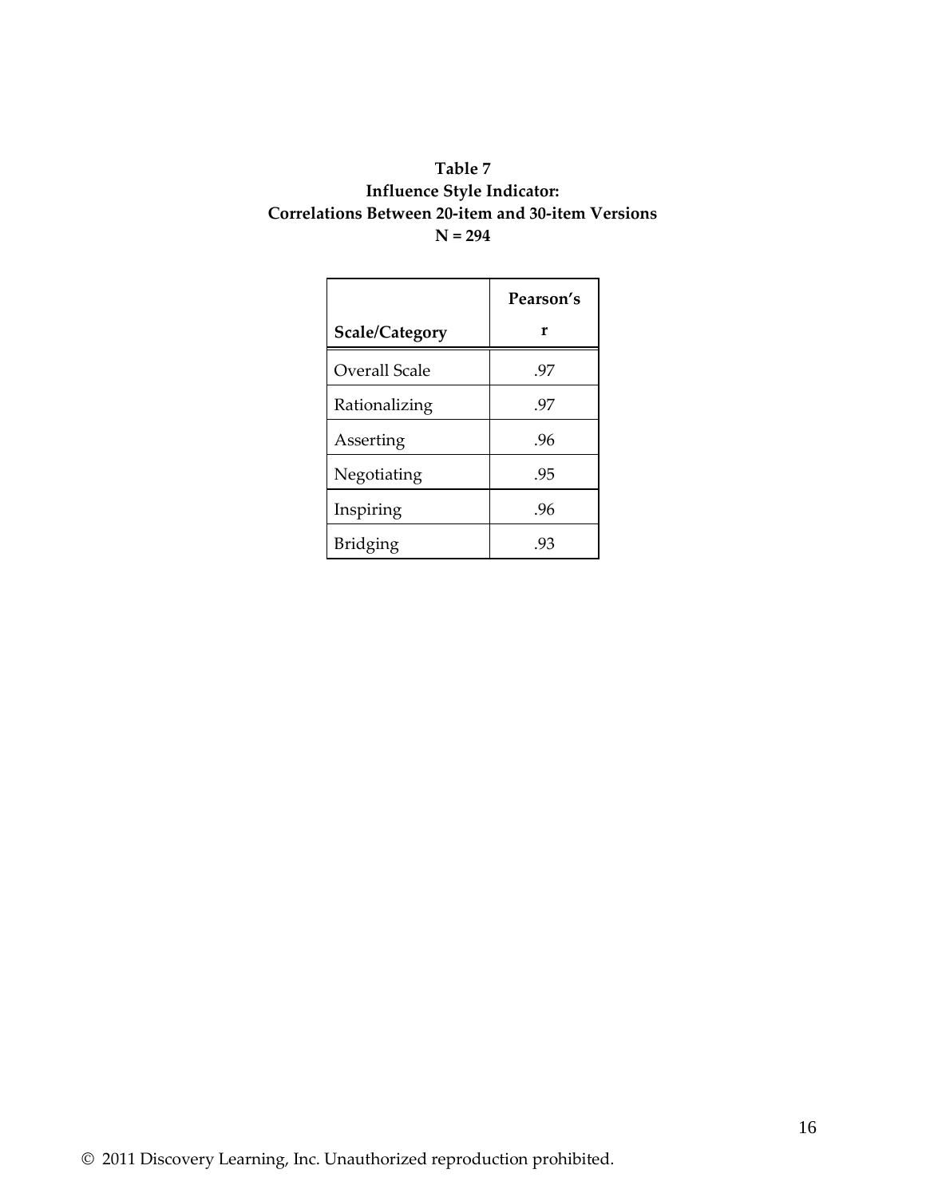**Table 7**
**Influence Style Indicator:**
**Correlations Between 20-item and 30-item Versions**
**N = 294**

| Scale/Category | Pearson's r |
|---|---|
| Overall Scale | .97 |
| Rationalizing | .97 |
| Asserting | .96 |
| Negotiating | .95 |
| Inspiring | .96 |
| Bridging | .93 |

© 2011 Discovery Learning, Inc. Unauthorized reproduction prohibited.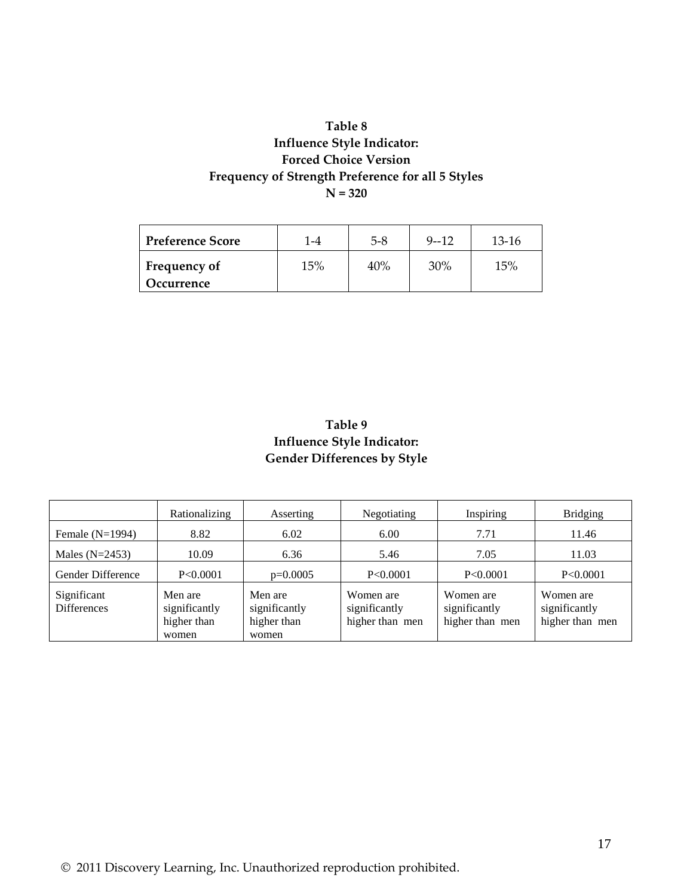**Table 8**
**Influence Style Indicator:**
**Forced Choice Version**
**Frequency of Strength Preference for all 5 Styles**
**N = 320**

| Preference Score | 1-4 | 5-8 | 9--12 | 13-16 |
|---|---|---|---|---|
| Frequency of Occurrence | 15% | 40% | 30% | 15% |

**Table 9**
**Influence Style Indicator:**
**Gender Differences by Style**

| | Rationalizing | Asserting | Negotiating | Inspiring | Bridging |
|---|---|---|---|---|---|
| Female (N=1994) | 8.82 | 6.02 | 6.00 | 7.71 | 11.46 |
| Males (N=2453) | 10.09 | 6.36 | 5.46 | 7.05 | 11.03 |
| Gender Difference | P<0.0001 | p=0.0005 | P<0.0001 | P<0.0001 | P<0.0001 |
| Significant Differences | Men are significantly higher than women | Men are significantly higher than women | Women are significantly higher than men | Women are significantly higher than men | Women are significantly higher than men |

© 2011 Discovery Learning, Inc. Unauthorized reproduction prohibited.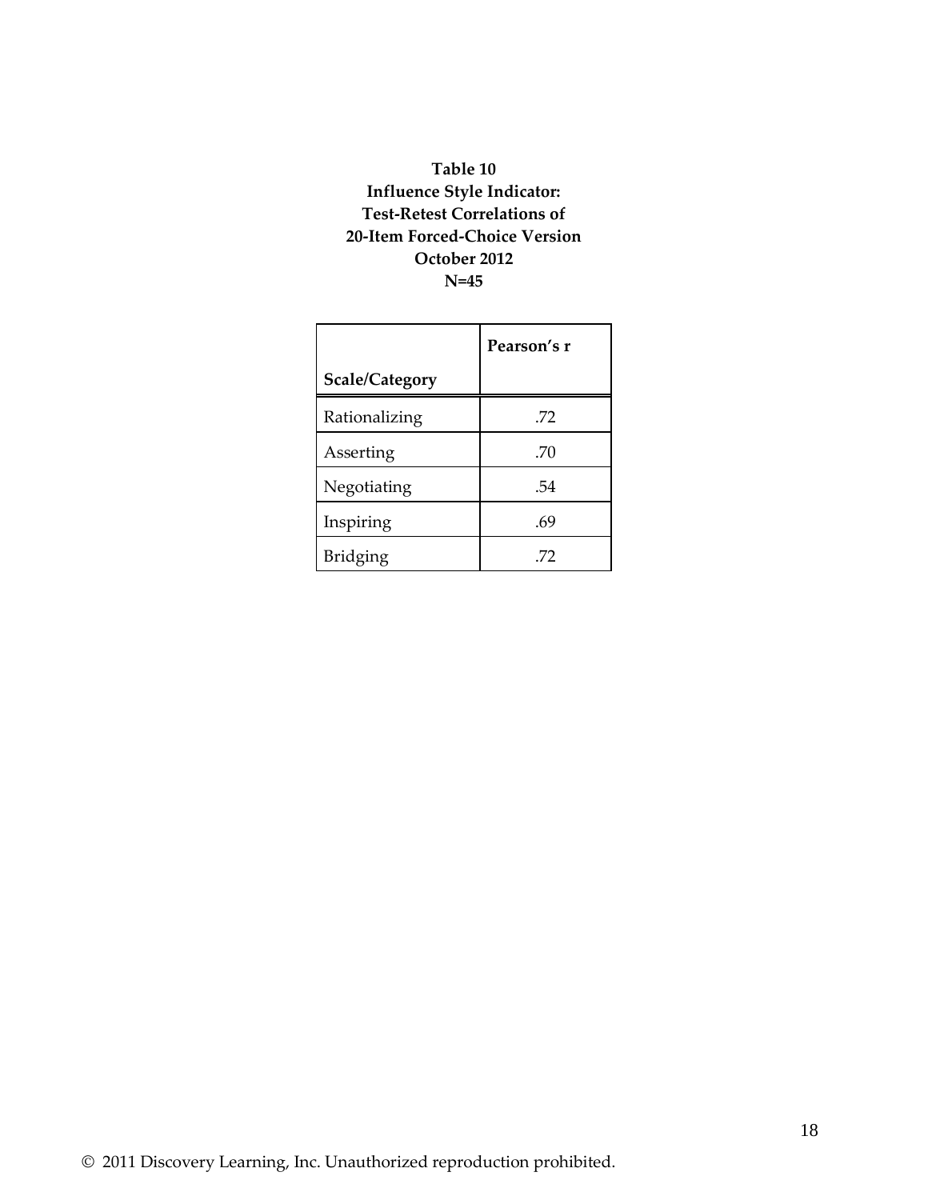**Table 10**
**Influence Style Indicator:**
**Test-Retest Correlations of**
**20-Item Forced-Choice Version**
**October 2012**
**N=45**

| Scale/Category | Pearson's r |
| --- | --- |
| Rationalizing | .72 |
| Asserting | .70 |
| Negotiating | .54 |
| Inspiring | .69 |
| Bridging | .72 |

© 2011 Discovery Learning, Inc. Unauthorized reproduction prohibited.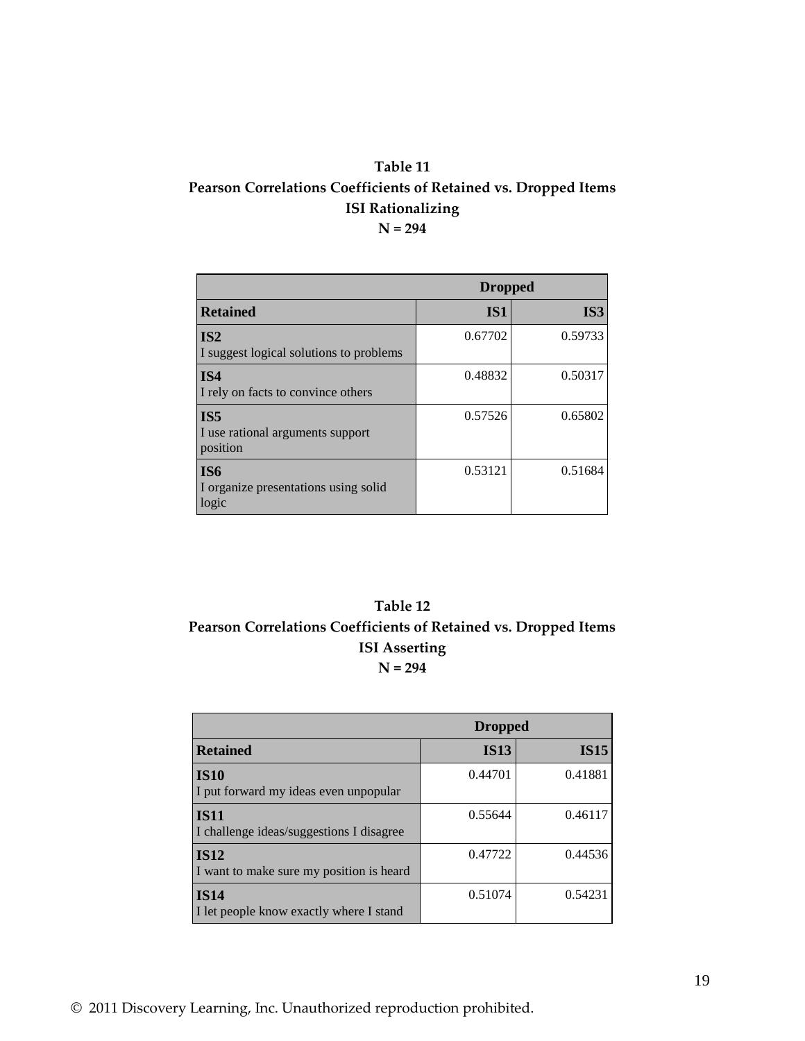**Table 11**
**Pearson Correlations Coefficients of Retained vs. Dropped Items**
**ISI Rationalizing**
**N = 294**

| | **Dropped** | |
|---|---|---|
| **Retained** | **IS1** | **IS3** |
| **IS2** I suggest logical solutions to problems | 0.67702 | 0.59733 |
| **IS4** I rely on facts to convince others | 0.48832 | 0.50317 |
| **IS5** I use rational arguments support position | 0.57526 | 0.65802 |
| **IS6** I organize presentations using solid logic | 0.53121 | 0.51684 |

**Table 12**
**Pearson Correlations Coefficients of Retained vs. Dropped Items**
**ISI Asserting**
**N = 294**

| | **Dropped** | |
|---|---|---|
| **Retained** | **IS13** | **IS15** |
| **IS10** I put forward my ideas even unpopular | 0.44701 | 0.41881 |
| **IS11** I challenge ideas/suggestions I disagree | 0.55644 | 0.46117 |
| **IS12** I want to make sure my position is heard | 0.47722 | 0.44536 |
| **IS14** I let people know exactly where I stand | 0.51074 | 0.54231 |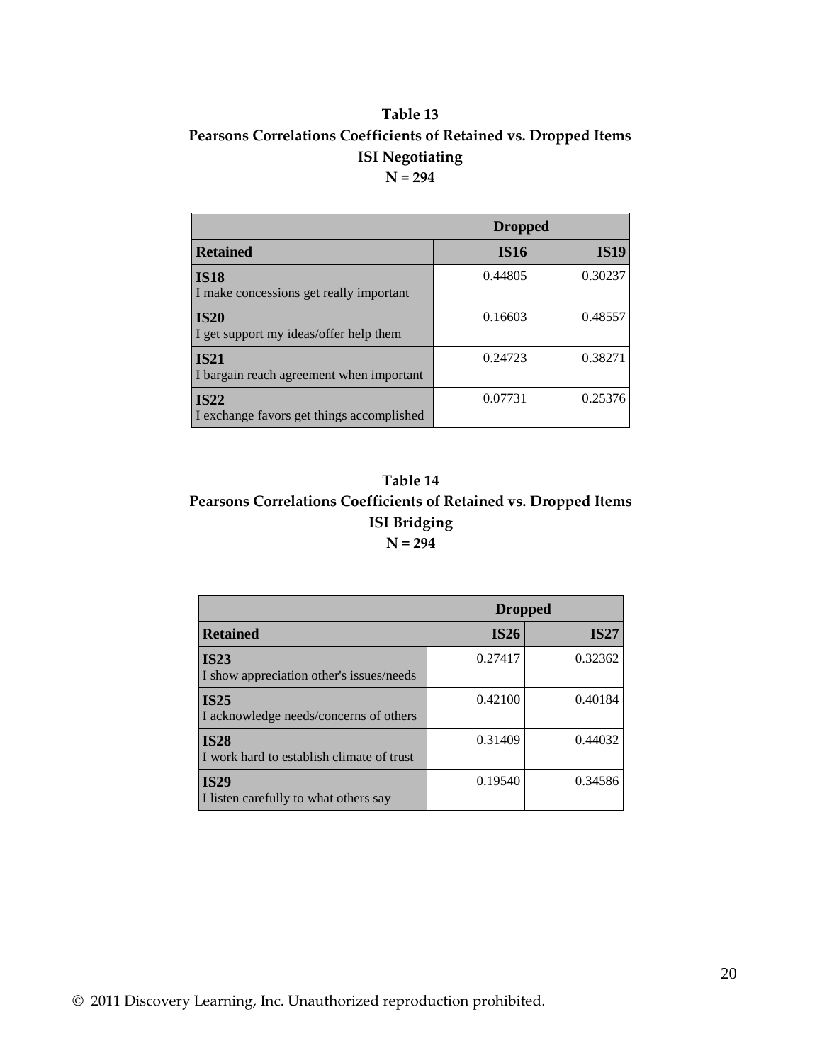**Table 13**
**Pearsons Correlations Coefficients of Retained vs. Dropped Items**
**ISI Negotiating**
**N = 294**

| | Dropped | |
|---|---|---|
| **Retained** | **IS16** | **IS19** |
| **IS18** I make concessions get really important | 0.44805 | 0.30237 |
| **IS20** I get support my ideas/offer help them | 0.16603 | 0.48557 |
| **IS21** I bargain reach agreement when important | 0.24723 | 0.38271 |
| **IS22** I exchange favors get things accomplished | 0.07731 | 0.25376 |

**Table 14**
**Pearsons Correlations Coefficients of Retained vs. Dropped Items**
**ISI Bridging**
**N = 294**

| | Dropped | |
|---|---|---|
| **Retained** | **IS26** | **IS27** |
| **IS23** I show appreciation other's issues/needs | 0.27417 | 0.32362 |
| **IS25** I acknowledge needs/concerns of others | 0.42100 | 0.40184 |
| **IS28** I work hard to establish climate of trust | 0.31409 | 0.44032 |
| **IS29** I listen carefully to what others say | 0.19540 | 0.34586 |

© 2011 Discovery Learning, Inc. Unauthorized reproduction prohibited.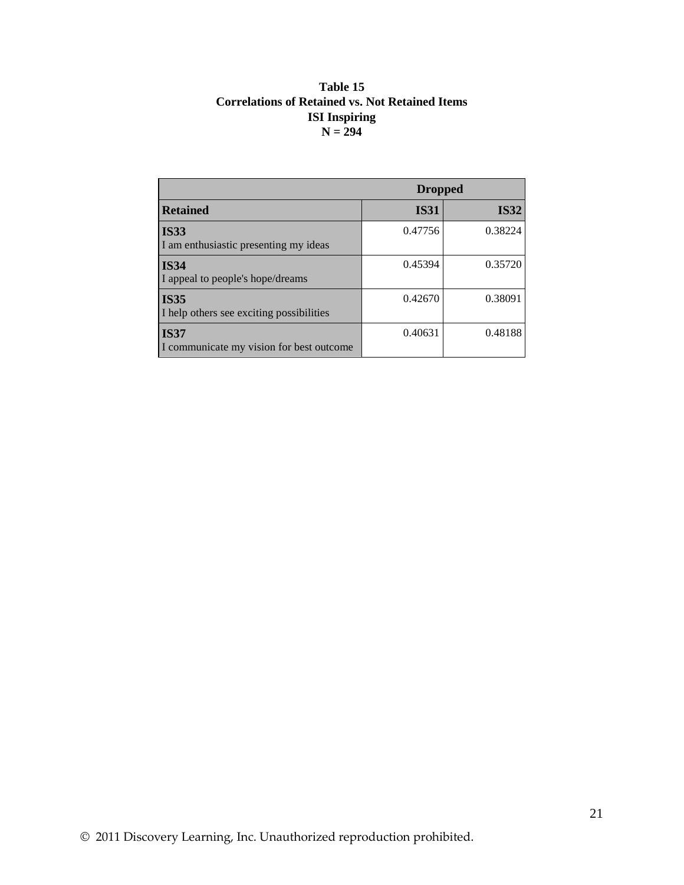**Table 15**
**Correlations of Retained vs. Not Retained Items**
**ISI Inspiring**
**N = 294**

| | **Dropped** | |
|---|---|---|
| **Retained** | **IS31** | **IS32** |
| **IS33** I am enthusiastic presenting my ideas | 0.47756 | 0.38224 |
| **IS34** I appeal to people's hope/dreams | 0.45394 | 0.35720 |
| **IS35** I help others see exciting possibilities | 0.42670 | 0.38091 |
| **IS37** I communicate my vision for best outcome | 0.40631 | 0.48188 |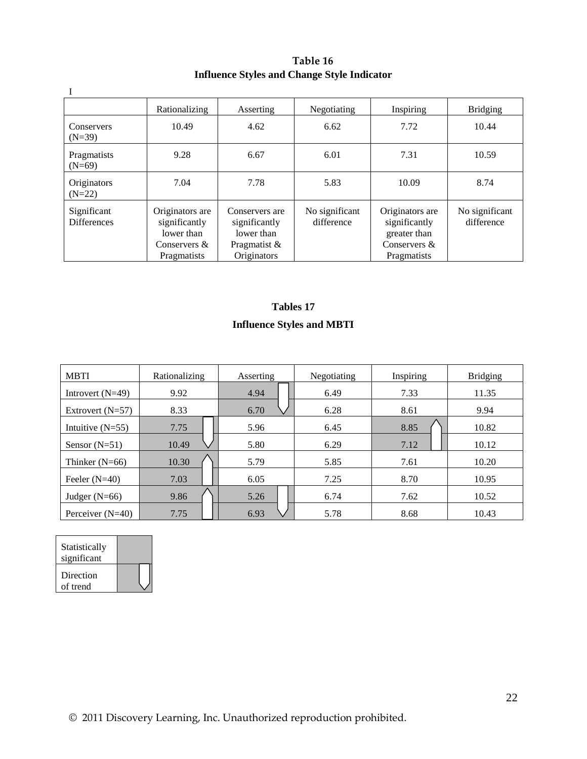**Table 16**
**Influence Styles and Change Style Indicator**

I

| | Rationalizing | Asserting | Negotiating | Inspiring | Bridging |
|---|---|---|---|---|---|
| Conservers (N=39) | 10.49 | 4.62 | 6.62 | 7.72 | 10.44 |
| Pragmatists (N=69) | 9.28 | 6.67 | 6.01 | 7.31 | 10.59 |
| Originators (N=22) | 7.04 | 7.78 | 5.83 | 10.09 | 8.74 |
| Significant Differences | Originators are significantly lower than Conservers & Pragmatists | Conservers are significantly lower than Pragmatist & Originators | No significant difference | Originators are significantly greater than Conservers & Pragmatists | No significant difference |

**Tables 17**

**Influence Styles and MBTI**

| MBTI | Rationalizing | Asserting | Negotiating | Inspiring | Bridging |
|---|---|---|---|---|---|
| Introvert (N=49) | 9.92 | 4.94 | 6.49 | 7.33 | 11.35 |
| Extrovert (N=57) | 8.33 | 6.70 | 6.28 | 8.61 | 9.94 |
| Intuitive (N=55) | 7.75 | 5.96 | 6.45 | 8.85 | 10.82 |
| Sensor (N=51) | 10.49 | 5.80 | 6.29 | 7.12 | 10.12 |
| Thinker (N=66) | 10.30 | 5.79 | 5.85 | 7.61 | 10.20 |
| Feeler (N=40) | 7.03 | 6.05 | 7.25 | 8.70 | 10.95 |
| Judger (N=66) | 9.86 | 5.26 | 6.74 | 7.62 | 10.52 |
| Perceiver (N=40) | 7.75 | 6.93 | 5.78 | 8.68 | 10.43 |

| Statistically significant | |
|---|---|
| Direction of trend | |

© 2011 Discovery Learning, Inc. Unauthorized reproduction prohibited.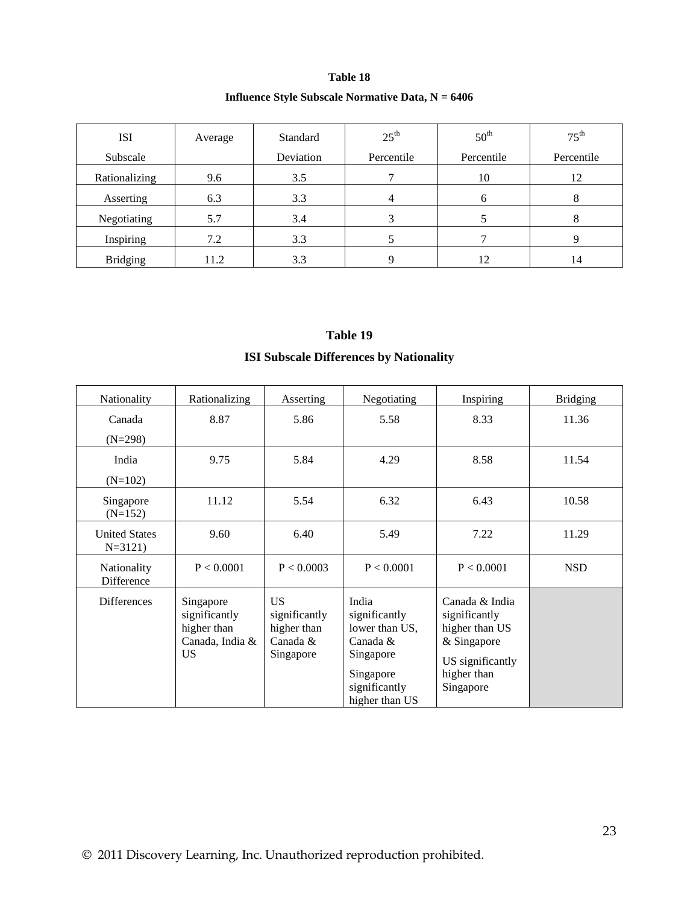**Table 18**

**Influence Style Subscale Normative Data, N = 6406**

| ISI Subscale | Average | Standard Deviation | 25th Percentile | 50th Percentile | 75th Percentile |
|---|---|---|---|---|---|
| Rationalizing | 9.6 | 3.5 | 7 | 10 | 12 |
| Asserting | 6.3 | 3.3 | 4 | 6 | 8 |
| Negotiating | 5.7 | 3.4 | 3 | 5 | 8 |
| Inspiring | 7.2 | 3.3 | 5 | 7 | 9 |
| Bridging | 11.2 | 3.3 | 9 | 12 | 14 |

**Table 19**

**ISI Subscale Differences by Nationality**

| Nationality | Rationalizing | Asserting | Negotiating | Inspiring | Bridging |
|---|---|---|---|---|---|
| Canada (N=298) | 8.87 | 5.86 | 5.58 | 8.33 | 11.36 |
| India (N=102) | 9.75 | 5.84 | 4.29 | 8.58 | 11.54 |
| Singapore (N=152) | 11.12 | 5.54 | 6.32 | 6.43 | 10.58 |
| United States N=3121) | 9.60 | 6.40 | 5.49 | 7.22 | 11.29 |
| Nationality Difference | P < 0.0001 | P < 0.0003 | P < 0.0001 | P < 0.0001 | NSD |
| Differences | Singapore significantly higher than Canada, India & US | US significantly higher than Canada & Singapore | India significantly lower than US, Canada & Singapore<br><br>Singapore significantly higher than US | Canada & India significantly higher than US & Singapore<br><br>US significantly higher than Singapore | |

© 2011 Discovery Learning, Inc. Unauthorized reproduction prohibited.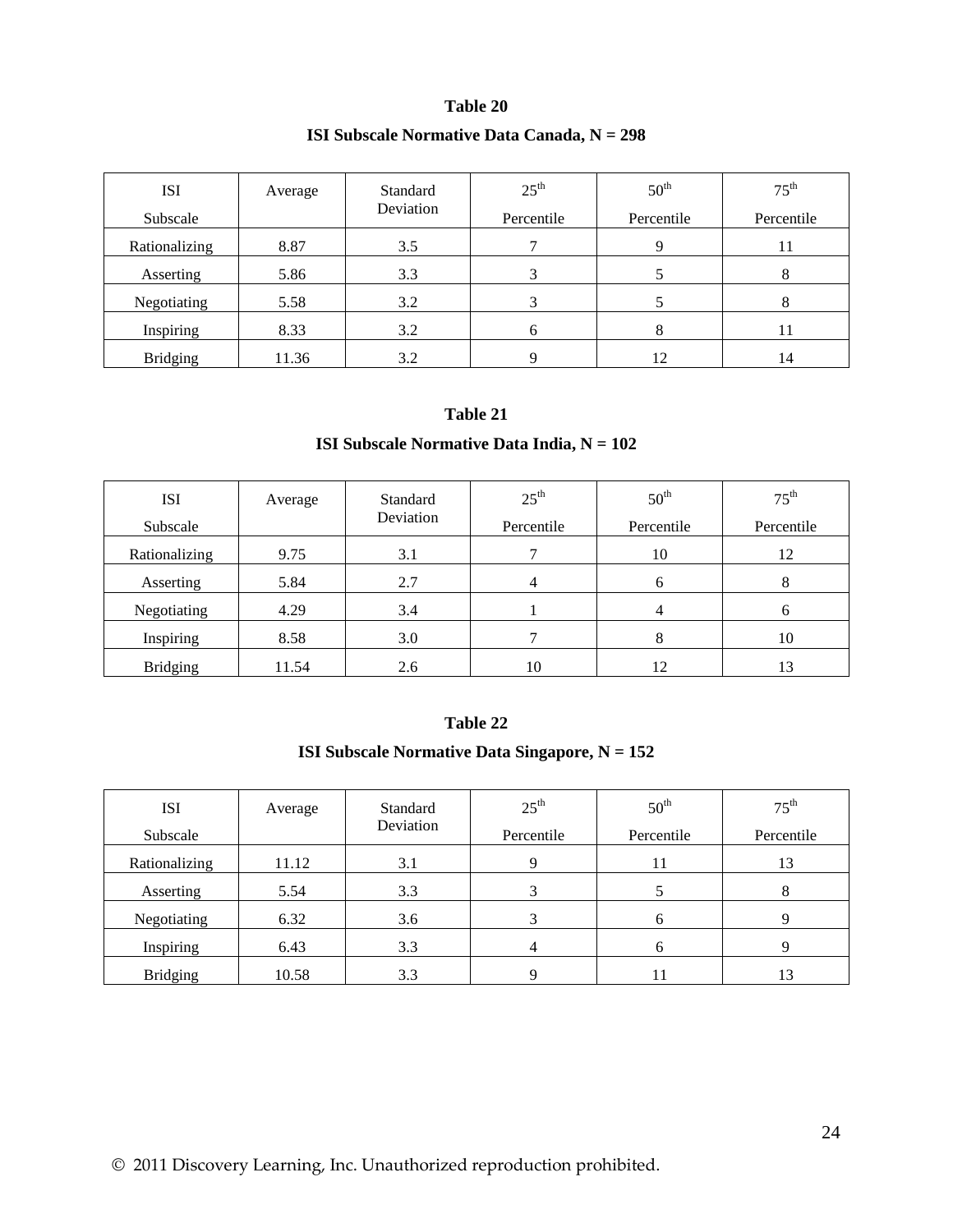**Table 20**

**ISI Subscale Normative Data Canada, N = 298**

| ISI Subscale | Average | Standard Deviation | 25th Percentile | 50th Percentile | 75th Percentile |
|---|---|---|---|---|---|
| Rationalizing | 8.87 | 3.5 | 7 | 9 | 11 |
| Asserting | 5.86 | 3.3 | 3 | 5 | 8 |
| Negotiating | 5.58 | 3.2 | 3 | 5 | 8 |
| Inspiring | 8.33 | 3.2 | 6 | 8 | 11 |
| Bridging | 11.36 | 3.2 | 9 | 12 | 14 |

**Table 21**

**ISI Subscale Normative Data India, N = 102**

| ISI Subscale | Average | Standard Deviation | 25th Percentile | 50th Percentile | 75th Percentile |
|---|---|---|---|---|---|
| Rationalizing | 9.75 | 3.1 | 7 | 10 | 12 |
| Asserting | 5.84 | 2.7 | 4 | 6 | 8 |
| Negotiating | 4.29 | 3.4 | 1 | 4 | 6 |
| Inspiring | 8.58 | 3.0 | 7 | 8 | 10 |
| Bridging | 11.54 | 2.6 | 10 | 12 | 13 |

**Table 22**

**ISI Subscale Normative Data Singapore, N = 152**

| ISI Subscale | Average | Standard Deviation | 25th Percentile | 50th Percentile | 75th Percentile |
|---|---|---|---|---|---|
| Rationalizing | 11.12 | 3.1 | 9 | 11 | 13 |
| Asserting | 5.54 | 3.3 | 3 | 5 | 8 |
| Negotiating | 6.32 | 3.6 | 3 | 6 | 9 |
| Inspiring | 6.43 | 3.3 | 4 | 6 | 9 |
| Bridging | 10.58 | 3.3 | 9 | 11 | 13 |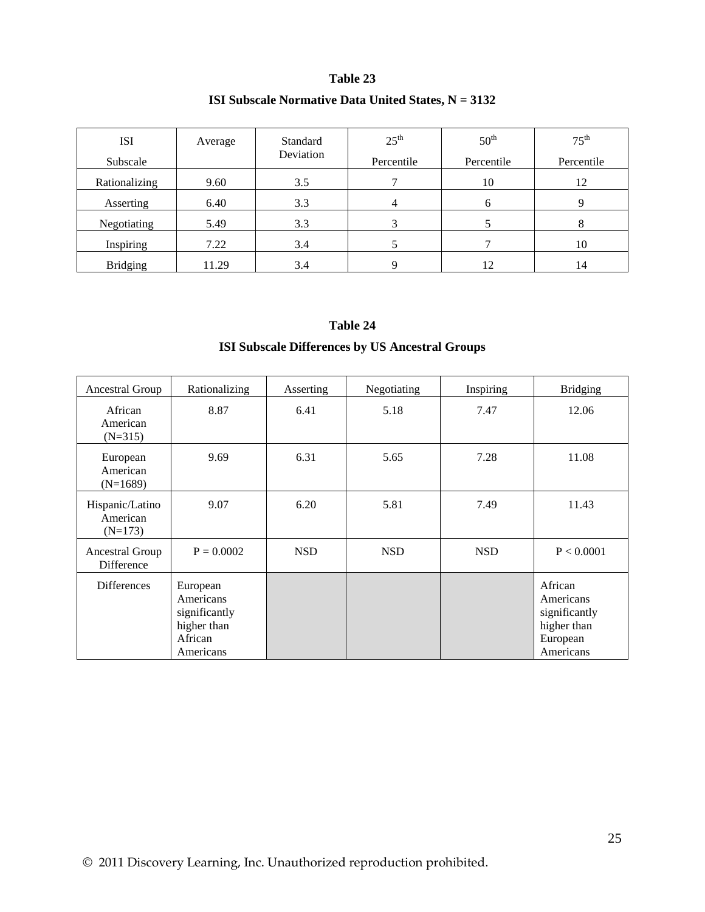**Table 23**

**ISI Subscale Normative Data United States, N = 3132**

| ISI Subscale | Average | Standard Deviation | 25th Percentile | 50th Percentile | 75th Percentile |
|---|---|---|---|---|---|
| Rationalizing | 9.60 | 3.5 | 7 | 10 | 12 |
| Asserting | 6.40 | 3.3 | 4 | 6 | 9 |
| Negotiating | 5.49 | 3.3 | 3 | 5 | 8 |
| Inspiring | 7.22 | 3.4 | 5 | 7 | 10 |
| Bridging | 11.29 | 3.4 | 9 | 12 | 14 |

**Table 24**

**ISI Subscale Differences by US Ancestral Groups**

| Ancestral Group | Rationalizing | Asserting | Negotiating | Inspiring | Bridging |
|---|---|---|---|---|---|
| African American (N=315) | 8.87 | 6.41 | 5.18 | 7.47 | 12.06 |
| European American (N=1689) | 9.69 | 6.31 | 5.65 | 7.28 | 11.08 |
| Hispanic/Latino American (N=173) | 9.07 | 6.20 | 5.81 | 7.49 | 11.43 |
| Ancestral Group Difference | P = 0.0002 | NSD | NSD | NSD | P < 0.0001 |
| Differences | European Americans significantly higher than African Americans | | | | African Americans significantly higher than European Americans |

© 2011 Discovery Learning, Inc. Unauthorized reproduction prohibited.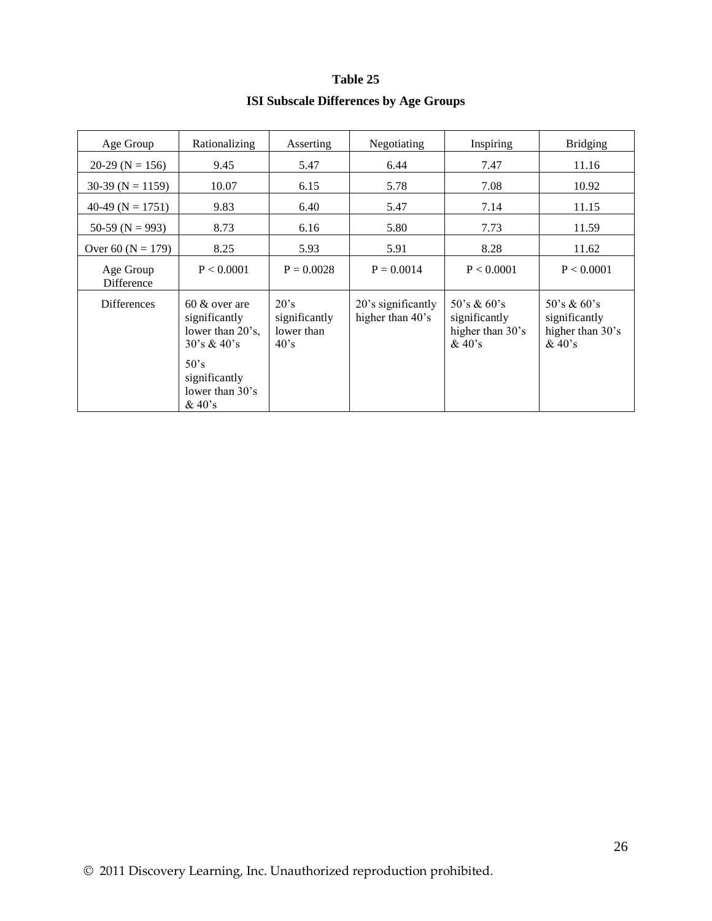**Table 25**

**ISI Subscale Differences by Age Groups**

| Age Group | Rationalizing | Asserting | Negotiating | Inspiring | Bridging |
|---|---|---|---|---|---|
| 20-29 (N = 156) | 9.45 | 5.47 | 6.44 | 7.47 | 11.16 |
| 30-39 (N = 1159) | 10.07 | 6.15 | 5.78 | 7.08 | 10.92 |
| 40-49 (N = 1751) | 9.83 | 6.40 | 5.47 | 7.14 | 11.15 |
| 50-59 (N = 993) | 8.73 | 6.16 | 5.80 | 7.73 | 11.59 |
| Over 60 (N = 179) | 8.25 | 5.93 | 5.91 | 8.28 | 11.62 |
| Age Group Difference | P < 0.0001 | P = 0.0028 | P = 0.0014 | P < 0.0001 | P < 0.0001 |
| Differences | 60 & over are significantly lower than 20's, 30's & 40's<br><br>50's significantly lower than 30's & 40's | 20's significantly lower than 40's | 20's significantly higher than 40's | 50's & 60's significantly higher than 30's & 40's | 50's & 60's significantly higher than 30's & 40's |

© 2011 Discovery Learning, Inc. Unauthorized reproduction prohibited.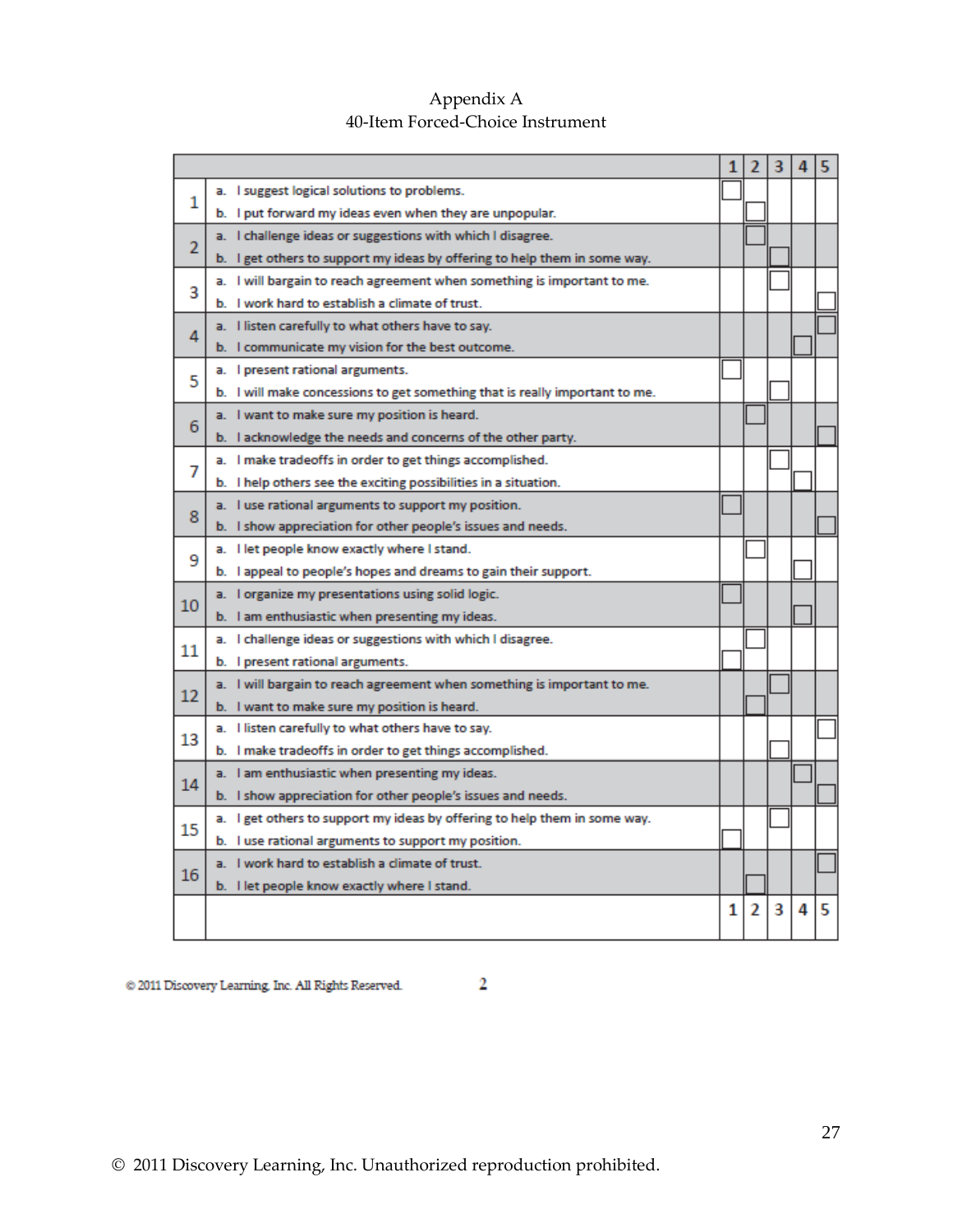# Appendix A

## 40-Item Forced-Choice Instrument

| | | 1 | 2 | 3 | 4 | 5 |
|---|---|---|---|---|---|---|
| 1 | a. I suggest logical solutions to problems. | ☐ | | | | |
| | b. I put forward my ideas even when they are unpopular. | | ☐ | | | |
| 2 | a. I challenge ideas or suggestions with which I disagree. | | ☐ | | | |
| | b. I get others to support my ideas by offering to help them in some way. | | | ☐ | | |
| 3 | a. I will bargain to reach agreement when something is important to me. | | | ☐ | | |
| | b. I work hard to establish a climate of trust. | | | | | ☐ |
| 4 | a. I listen carefully to what others have to say. | | | | | ☐ |
| | b. I communicate my vision for the best outcome. | | | | ☐ | |
| 5 | a. I present rational arguments. | ☐ | | | | |
| | b. I will make concessions to get something that is really important to me. | | | ☐ | | |
| 6 | a. I want to make sure my position is heard. | | ☐ | | | |
| | b. I acknowledge the needs and concerns of the other party. | | | | | ☐ |
| 7 | a. I make tradeoffs in order to get things accomplished. | | | ☐ | | |
| | b. I help others see the exciting possibilities in a situation. | | | | ☐ | |
| 8 | a. I use rational arguments to support my position. | ☐ | | | | |
| | b. I show appreciation for other people's issues and needs. | | | | | ☐ |
| 9 | a. I let people know exactly where I stand. | | ☐ | | | |
| | b. I appeal to people's hopes and dreams to gain their support. | | | | ☐ | |
| 10 | a. I organize my presentations using solid logic. | ☐ | | | | |
| | b. I am enthusiastic when presenting my ideas. | | | | ☐ | |
| 11 | a. I challenge ideas or suggestions with which I disagree. | | ☐ | | | |
| | b. I present rational arguments. | ☐ | | | | |
| 12 | a. I will bargain to reach agreement when something is important to me. | | | ☐ | | |
| | b. I want to make sure my position is heard. | | ☐ | | | |
| 13 | a. I listen carefully to what others have to say. | | | | | ☐ |
| | b. I make tradeoffs in order to get things accomplished. | | | ☐ | | |
| 14 | a. I am enthusiastic when presenting my ideas. | | | | ☐ | |
| | b. I show appreciation for other people's issues and needs. | | | | | ☐ |
| 15 | a. I get others to support my ideas by offering to help them in some way. | | | ☐ | | |
| | b. I use rational arguments to support my position. | ☐ | | | | |
| 16 | a. I work hard to establish a climate of trust. | | | | | ☐ |
| | b. I let people know exactly where I stand. | | ☐ | | | |
| | | 1 | 2 | 3 | 4 | 5 |

© 2011 Discovery Learning, Inc. All Rights Reserved. 2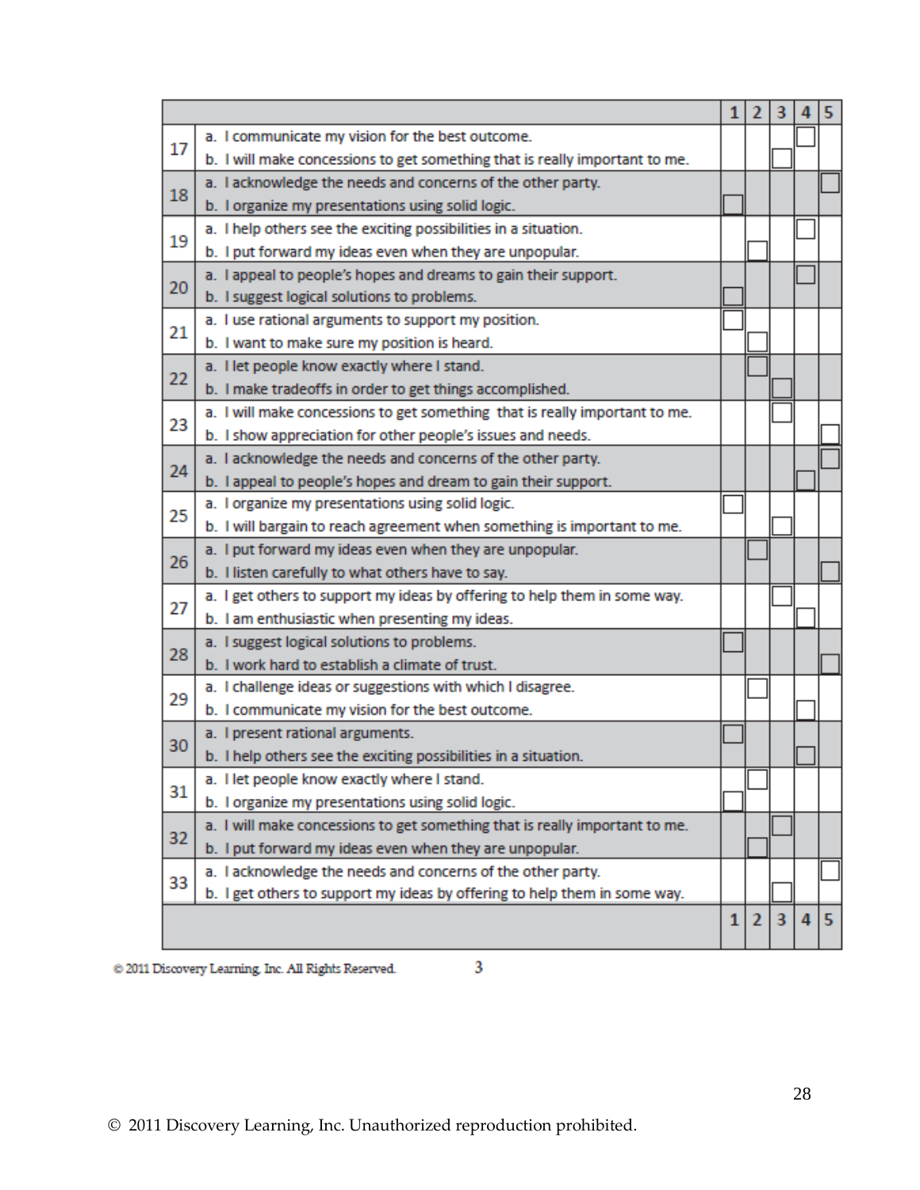| # | Statement | 1 | 2 | 3 | 4 | 5 |
|---|---|---|---|---|---|---|
| 17 | a. I communicate my vision for the best outcome. | | | | ☐ | |
| | b. I will make concessions to get something that is really important to me. | | | ☐ | | |
| 18 | a. I acknowledge the needs and concerns of the other party. | | | | | ☐ |
| | b. I organize my presentations using solid logic. | ☐ | | | | |
| 19 | a. I help others see the exciting possibilities in a situation. | | | | ☐ | |
| | b. I put forward my ideas even when they are unpopular. | | ☐ | | | |
| 20 | a. I appeal to people's hopes and dreams to gain their support. | | | | ☐ | |
| | b. I suggest logical solutions to problems. | ☐ | | | | |
| 21 | a. I use rational arguments to support my position. | ☐ | | | | |
| | b. I want to make sure my position is heard. | | ☐ | | | |
| 22 | a. I let people know exactly where I stand. | | ☐ | | | |
| | b. I make tradeoffs in order to get things accomplished. | | | ☐ | | |
| 23 | a. I will make concessions to get something that is really important to me. | | | ☐ | | |
| | b. I show appreciation for other people's issues and needs. | | | | | ☐ |
| 24 | a. I acknowledge the needs and concerns of the other party. | | | | | ☐ |
| | b. I appeal to people's hopes and dream to gain their support. | | | | ☐ | |
| 25 | a. I organize my presentations using solid logic. | ☐ | | | | |
| | b. I will bargain to reach agreement when something is important to me. | | | ☐ | | |
| 26 | a. I put forward my ideas even when they are unpopular. | | ☐ | | | |
| | b. I listen carefully to what others have to say. | | | | | ☐ |
| 27 | a. I get others to support my ideas by offering to help them in some way. | | | ☐ | | |
| | b. I am enthusiastic when presenting my ideas. | | | | ☐ | |
| 28 | a. I suggest logical solutions to problems. | ☐ | | | | |
| | b. I work hard to establish a climate of trust. | | | | | ☐ |
| 29 | a. I challenge ideas or suggestions with which I disagree. | | ☐ | | | |
| | b. I communicate my vision for the best outcome. | | | | ☐ | |
| 30 | a. I present rational arguments. | ☐ | | | | |
| | b. I help others see the exciting possibilities in a situation. | | | | ☐ | |
| 31 | a. I let people know exactly where I stand. | | ☐ | | | |
| | b. I organize my presentations using solid logic. | ☐ | | | | |
| 32 | a. I will make concessions to get something that is really important to me. | | | ☐ | | |
| | b. I put forward my ideas even when they are unpopular. | | ☐ | | | |
| 33 | a. I acknowledge the needs and concerns of the other party. | | | | | ☐ |
| | b. I get others to support my ideas by offering to help them in some way. | | | ☐ | | |
| | | 1 | 2 | 3 | 4 | 5 |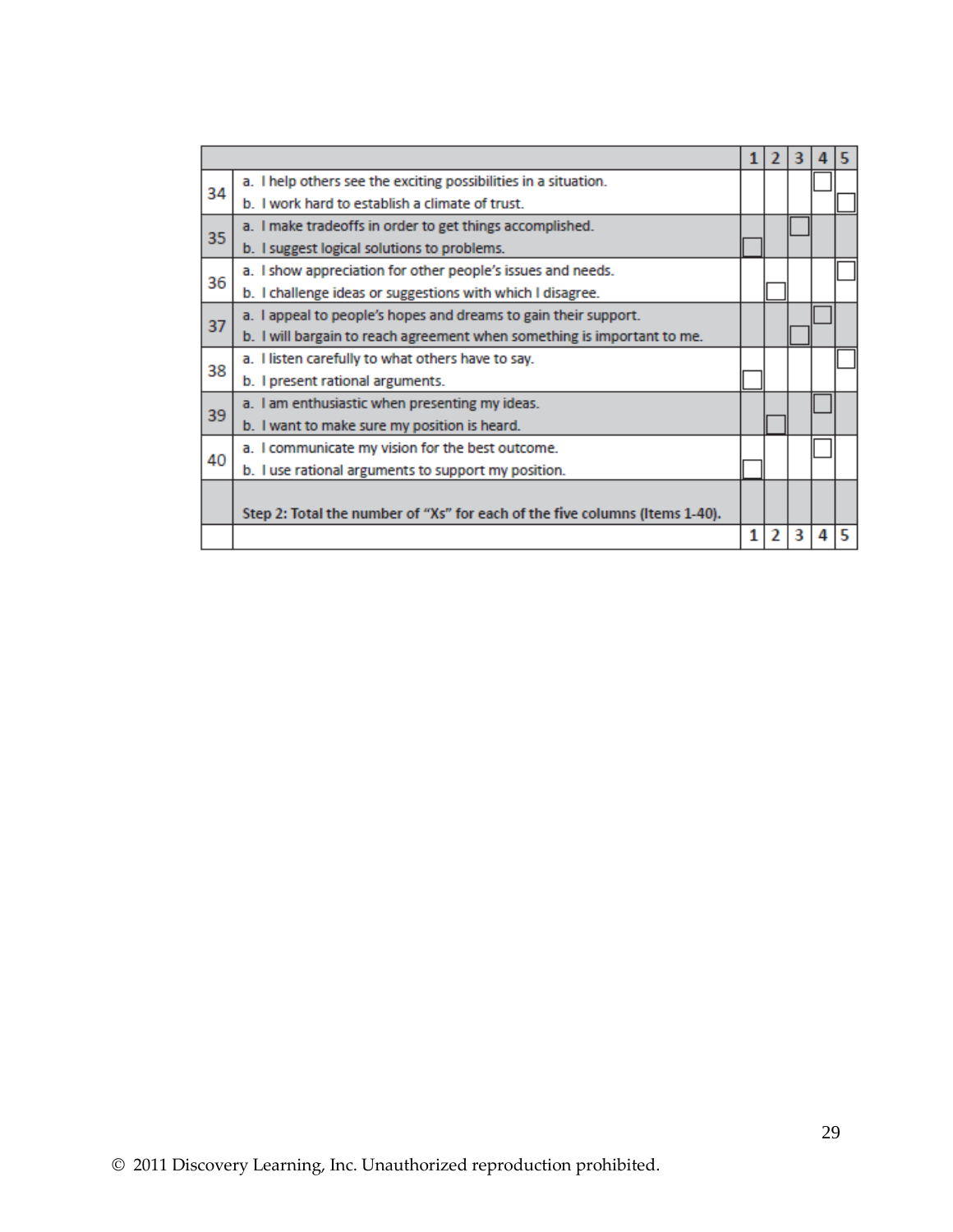| | | 1 | 2 | 3 | 4 | 5 |
|---|---|---|---|---|---|---|
| 34 | a. I help others see the exciting possibilities in a situation. | | | | ☐ | |
| | b. I work hard to establish a climate of trust. | | | | | ☐ |
| 35 | a. I make tradeoffs in order to get things accomplished. | | | ☐ | | |
| | b. I suggest logical solutions to problems. | ☐ | | | | |
| 36 | a. I show appreciation for other people's issues and needs. | | | | | ☐ |
| | b. I challenge ideas or suggestions with which I disagree. | | ☐ | | | |
| 37 | a. I appeal to people's hopes and dreams to gain their support. | | | | ☐ | |
| | b. I will bargain to reach agreement when something is important to me. | | | ☐ | | |
| 38 | a. I listen carefully to what others have to say. | | | | | ☐ |
| | b. I present rational arguments. | ☐ | | | | |
| 39 | a. I am enthusiastic when presenting my ideas. | | | | ☐ | |
| | b. I want to make sure my position is heard. | | ☐ | | | |
| 40 | a. I communicate my vision for the best outcome. | | | | ☐ | |
| | b. I use rational arguments to support my position. | ☐ | | | | |
| | **Step 2: Total the number of "Xs" for each of the five columns (Items 1-40).** | | | | | |
| | | 1 | 2 | 3 | 4 | 5 |

© 2011 Discovery Learning, Inc. Unauthorized reproduction prohibited.